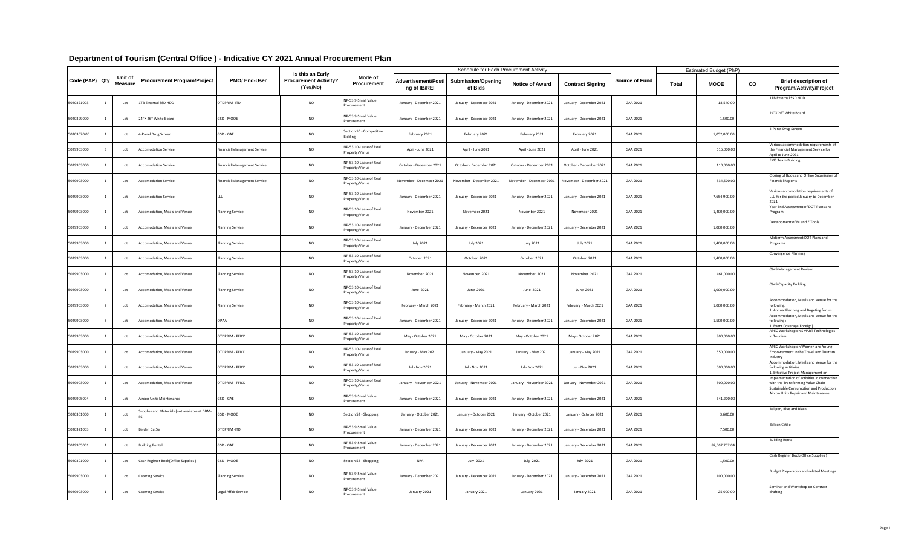# Department of Tourism (Central Office ) - Indicative CY 2021 Annual Procurement Plan

| Code (PAP) | Qty | Unit of Measure | Procurement Program/Project | PMO/ End-User | Is this an Early Procurement Activity? (Yes/No) | Mode of Procurement | Schedule for Each Procurement Activity | | | | Source of Fund | Estimated Budget (PhP) | | | Brief description of Program/Activity/Project |
|---|---|---|---|---|---|---|---|---|---|---|---|---|---|---|---|
| | | | | | | | Advertisement/Posting of IB/REI | Submission/Opening of Bids | Notice of Award | Contract Signing | | Total | MOOE | CO | |
| 5020321003 | 1 | Lot | 1TB External SSD HDD | OTDPRIM -ITD | NO | NP-53.9-Small Value Procurement | January - December 2021 | January - December 2021 | January - December 2021 | January - December 2021 | GAA 2021 | | 18,540.00 | | 1TB External SSD HDD |
| 5020399000 | 1 | Lot | 24"X 26" White Board | GSD - MOOE | NO | NP-53.9-Small Value Procurement | January - December 2021 | January - December 2021 | January - December 2021 | January - December 2021 | GAA 2021 | | 1,500.00 | | 24"X 26" White Board |
| 50203070 00 | 1 | Lot | 4-Panel Drug Screen | GSD - GAE | NO | Section 10 - Competitive Bidding | February 2021 | February 2021 | February 2021 | February 2021 | GAA 2021 | | 1,052,000.00 | | 4-Panel Drug Screen |
| 5029903000 | 3 | Lot | Accomodation Service | Financial Management Service | NO | NP-53.10-Lease of Real Property/Venue | April - June 2021 | April - June 2021 | April - June 2021 | April - June 2021 | GAA 2021 | | 616,000.00 | | Various accommodation requirements of the Financial Management Service for April to June 2021 |
| 5029903000 | 1 | Lot | Accomodation Service | Financial Management Service | NO | NP-53.10-Lease of Real Property/Venue | October - December 2021 | October - December 2021 | October - December 2021 | October - December 2021 | GAA 2021 | | 110,000.00 | | FMS Team Building |
| 5029903000 | 1 | Lot | Accomodation Service | Financial Management Service | NO | NP-53.10-Lease of Real Property/Venue | November - December 2021 | November - December 2021 | November - December 2021 | November - December 2021 | GAA 2021 | | 334,500.00 | | Closing of Books and Online Submission of Financial Reports |
| 5029903000 | 1 | Lot | Accomodation Service | LLU | NO | NP-53.10-Lease of Real Property/Venue | January - December 2021 | January - December 2021 | January - December 2021 | January - December 2021 | GAA 2021 | | 7,654,900.00 | | Various accomodation requirements of LLU for the period January to December 2021 |
| 5029903000 | 1 | Lot | Accomodation, Meals and Venue | Planning Service | NO | NP-53.10-Lease of Real Property/Venue | November 2021 | November 2021 | November 2021 | November 2021 | GAA 2021 | | 1,400,000.00 | | Year End Assessment of DOT Plans and Program |
| 5029903000 | 1 | Lot | Accomodation, Meals and Venue | Planning Service | NO | NP-53.10-Lease of Real Property/Venue | January - December 2021 | January - December 2021 | January - December 2021 | January - December 2021 | GAA 2021 | | 1,000,000.00 | | Development of M and E Tools |
| 5029903000 | 1 | Lot | Accomodation, Meals and Venue | Planning Service | NO | NP-53.10-Lease of Real Property/Venue | July 2021 | July 2021 | July 2021 | July 2021 | GAA 2021 | | 1,400,000.00 | | Midterm Assessment DOT Plans and Programs |
| 5029903000 | 1 | Lot | Accomodation, Meals and Venue | Planning Service | NO | NP-53.10-Lease of Real Property/Venue | October 2021 | October 2021 | October 2021 | October 2021 | GAA 2021 | | 1,400,000.00 | | Convergence Planning |
| 5029903000 | 1 | Lot | Accomodation, Meals and Venue | Planning Service | NO | NP-53.10-Lease of Real Property/Venue | November 2021 | November 2021 | November 2021 | November 2021 | GAA 2021 | | 461,000.00 | | QMS Management Review |
| 5029903000 | 1 | Lot | Accomodation, Meals and Venue | Planning Service | NO | NP-53.10-Lease of Real Property/Venue | June 2021 | June 2021 | June 2021 | June 2021 | GAA 2021 | | 1,000,000.00 | | QMS Capacity Building |
| 5029903000 | 2 | Lot | Accomodation, Meals and Venue | Planning Service | NO | NP-53.10-Lease of Real Property/Venue | February - March 2021 | February - March 2021 | February - March 2021 | February - March 2021 | GAA 2021 | | 1,000,000.00 | | Accommodation, Meals and Venue for the following: 1. Annual Planning and Bugeting forum |
| 5029903000 | 3 | Lot | Accomodation, Meals and Venue | OPAA | NO | NP-53.10-Lease of Real Property/Venue | January - December 2021 | January - December 2021 | January - December 2021 | January - December 2021 | GAA 2021 | | 1,500,000.00 | | Accommodation, Meals and Venue for the following : 1. Event Coverage(Foreign) |
| 5029903000 | 1 | Lot | Accomodation, Meals and Venue | OTDPRIM - PFICD | NO | NP-53.10-Lease of Real Property/Venue | May - October 2021 | May - October 2021 | May - October 2021 | May - October 2021 | GAA 2021 | | 800,000.00 | | APEC Workshop on SMART Technologies in Tourism |
| 5029903000 | 1 | Lot | Accomodation, Meals and Venue | OTDPRIM - PFICD | NO | NP-53.10-Lease of Real Property/Venue | January - May 2021 | January - May 2021 | January - May 2021 | January - May 2021 | GAA 2021 | | 550,000.00 | | APEC Workshop on Women and Young Empowerment in the Travel and Tourism Industry |
| 5029903000 | 2 | Lot | Accomodation, Meals and Venue | OTDPRIM - PFICD | NO | NP-53.10-Lease of Real Property/Venue | Jul - Nov 2021 | Jul - Nov 2021 | Jul - Nov 2021 | Jul - Nov 2021 | GAA 2021 | | 500,000.00 | | Accommodation, Meals and Venue for the following actitivies: 1. Effective Project Management on |
| 5029903000 | 1 | Lot | Accomodation, Meals and Venue | OTDPRIM - PFICD | NO | NP-53.10-Lease of Real Property/Venue | January - November 2021 | January - November 2021 | January - November 2021 | January - November 2021 | GAA 2021 | | 300,000.00 | | Implementation of activities in connection with the Transforming Value Chain - Sustainable Consumption and Production |
| 5029905004 | 1 | Lot | Aircon Units Maintenance | GSD - GAE | NO | NP-53.9-Small Value Procurement | January - December 2021 | January - December 2021 | January - December 2021 | January - December 2021 | GAA 2021 | | 641,200.00 | | Aircon Units Repair and Maintenance |
| 5020301000 | 1 | Lot | Supplies and Materials (not available at DBM-PS) | GSD - MOOE | NO | Section 52 - Shopping | January - October 2021 | January - October 2021 | January - October 2021 | January - October 2021 | GAA 2021 | | 3,600.00 | | Ballpen, Blue and Black |
| 5020321003 | 1 | Lot | Belden Cat5e | OTDPRIM -ITD | NO | NP-53.9-Small Value Procurement | January - December 2021 | January - December 2021 | January - December 2021 | January - December 2021 | GAA 2021 | | 7,500.00 | | Belden Cat5e |
| 5029905001 | 1 | Lot | Building Rental | GSD - GAE | NO | NP-53.9-Small Value Procurement | January - December 2021 | January - December 2021 | January - December 2021 | January - December 2021 | GAA 2021 | | 87,067,757.04 | | Building Rental |
| 5020301000 | 1 | Lot | Cash Register Book(Office Supplies ) | GSD - MOOE | NO | Section 52 - Shopping | N/A | July 2021 | July 2021 | July 2021 | GAA 2021 | | 1,500.00 | | Cash Register Book(Office Supplies ) |
| 5029903000 | 1 | Lot | Catering Service | Planning Service | NO | NP-53.9-Small Value Procurement | January - December 2021 | January - December 2021 | January - December 2021 | January - December 2021 | GAA 2021 | | 100,000.00 | | Budget Preparation and related Meetings |
| 5029903000 | 1 | Lot | Catering Service | Legal Affair Service | NO | NP-53.9-Small Value Procurement | January 2021 | January 2021 | January 2021 | January 2021 | GAA 2021 | | 25,000.00 | | Seminar and Workshop on Contract drafting |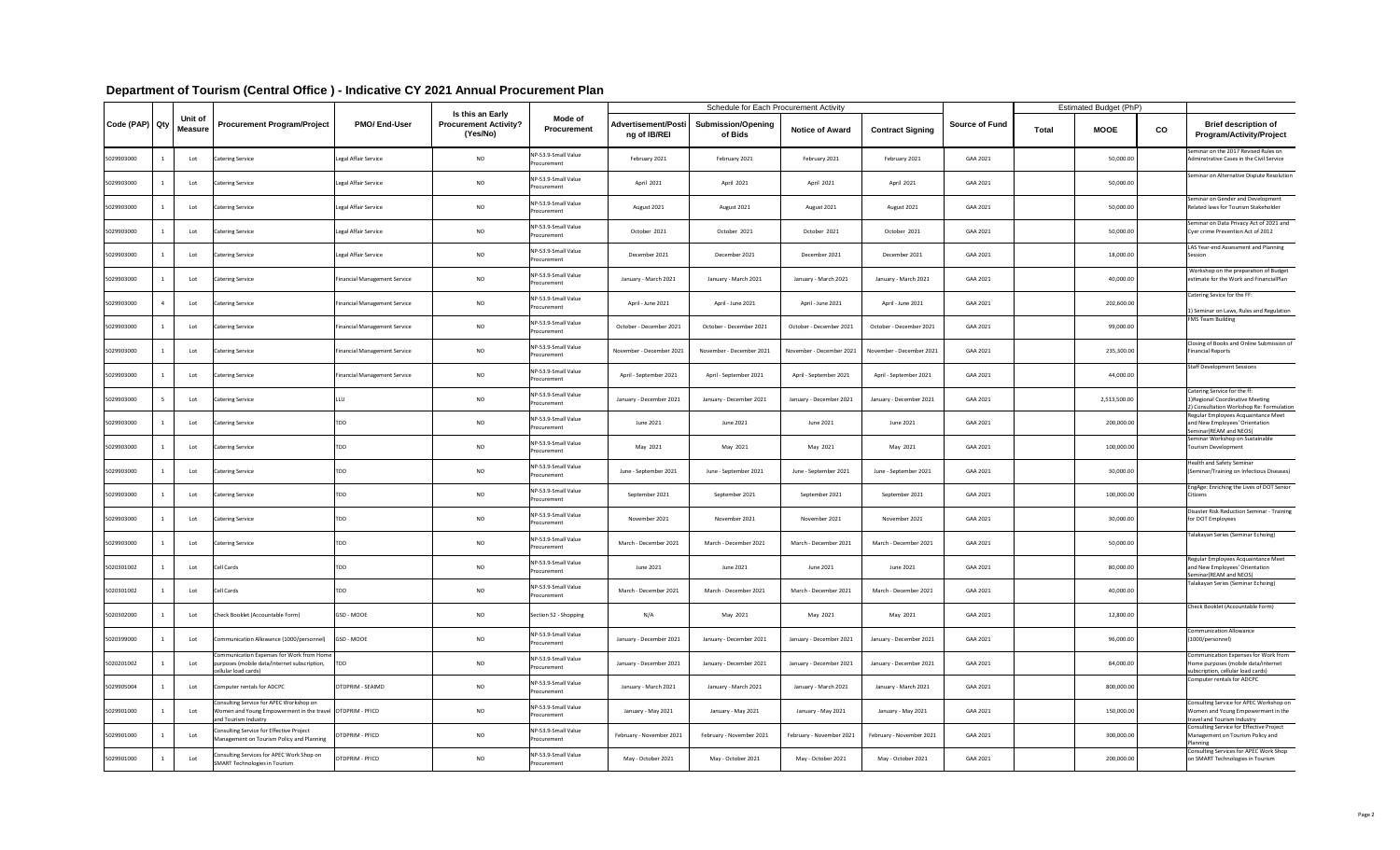# Department of Tourism (Central Office ) - Indicative CY 2021 Annual Procurement Plan

| Code (PAP) | Qty | Unit of Measure | Procurement Program/Project | PMO/ End-User | Is this an Early Procurement Activity? (Yes/No) | Mode of Procurement | Schedule for Each Procurement Activity | | | | Source of Fund | Estimated Budget (PhP) | | | Brief description of Program/Activity/Project |
|---|---|---|---|---|---|---|---|---|---|---|---|---|---|---|---|
| | | | | | | | Advertisement/Posting of IB/REI | Submission/Opening of Bids | Notice of Award | Contract Signing | | Total | MOOE | CO | |
| 5029903000 | 1 | Lot | Catering Service | Legal Affair Service | NO | NP-53.9-Small Value Procurement | February 2021 | February 2021 | February 2021 | February 2021 | GAA 2021 | | 50,000.00 | | Seminar on the 2017 Revised Rules on Adminstrative Cases in the Civil Service |
| 5029903000 | 1 | Lot | Catering Service | Legal Affair Service | NO | NP-53.9-Small Value Procurement | April 2021 | April 2021 | April 2021 | April 2021 | GAA 2021 | | 50,000.00 | | Seminar on Alternative Dispute Resolution |
| 5029903000 | 1 | Lot | Catering Service | Legal Affair Service | NO | NP-53.9-Small Value Procurement | August 2021 | August 2021 | August 2021 | August 2021 | GAA 2021 | | 50,000.00 | | Seminar on Gender and Development Related laws for Tourism Stakeholder |
| 5029903000 | 1 | Lot | Catering Service | Legal Affair Service | NO | NP-53.9-Small Value Procurement | October 2021 | October 2021 | October 2021 | October 2021 | GAA 2021 | | 50,000.00 | | Seminar on Data Privacy Act of 2021 and Cyer crime Prevention Act of 2012 |
| 5029903000 | 1 | Lot | Catering Service | Legal Affair Service | NO | NP-53.9-Small Value Procurement | December 2021 | December 2021 | December 2021 | December 2021 | GAA 2021 | | 18,000.00 | | LAS Year-end Assessment and Planning Session |
| 5029903000 | 1 | Lot | Catering Service | Financial Management Service | NO | NP-53.9-Small Value Procurement | January - March 2021 | January - March 2021 | January - March 2021 | January - March 2021 | GAA 2021 | | 40,000.00 | | Workshop on the preparation of Budget estimate for the Work and FinancialPlan |
| 5029903000 | 4 | Lot | Catering Service | Financial Management Service | NO | NP-53.9-Small Value Procurement | April - June 2021 | April - June 2021 | April - June 2021 | April - June 2021 | GAA 2021 | | 202,600.00 | | Catering Sevice for the FF: 1) Seminar on Laws, Rules and Regulation |
| 5029903000 | 1 | Lot | Catering Service | Financial Management Service | NO | NP-53.9-Small Value Procurement | October - December 2021 | October - December 2021 | October - December 2021 | October - December 2021 | GAA 2021 | | 99,000.00 | | FMS Team Building |
| 5029903000 | 1 | Lot | Catering Service | Financial Management Service | NO | NP-53.9-Small Value Procurement | November - December 2021 | November - December 2021 | November - December 2021 | November - December 2021 | GAA 2021 | | 235,300.00 | | Closing of Books and Online Submission of Financial Reports |
| 5029903000 | 1 | Lot | Catering Service | Financial Management Service | NO | NP-53.9-Small Value Procurement | April - September 2021 | April - September 2021 | April - September 2021 | April - September 2021 | GAA 2021 | | 44,000.00 | | Staff Development Sessions |
| 5029903000 | 5 | Lot | Catering Service | LLU | NO | NP-53.9-Small Value Procurement | January - December 2021 | January - December 2021 | January - December 2021 | January - December 2021 | GAA 2021 | | 2,513,500.00 | | Catering Service for the ff: 1)Regional Coordinative Meeting 2) Consultation Workshop Re: Formulation |
| 5029903000 | 1 | Lot | Catering Service | TDD | NO | NP-53.9-Small Value Procurement | June 2021 | June 2021 | June 2021 | June 2021 | GAA 2021 | | 200,000.00 | | Regular Employees Acquaintance Meet and New Employees' Orientation Seminar(REAM and NEOS) |
| 5029903000 | 1 | Lot | Catering Service | TDD | NO | NP-53.9-Small Value Procurement | May 2021 | May 2021 | May 2021 | May 2021 | GAA 2021 | | 100,000.00 | | Seminar Workshop on Sustainable Tourism Development |
| 5029903000 | 1 | Lot | Catering Service | TDD | NO | NP-53.9-Small Value Procurement | June - September 2021 | June - September 2021 | June - September 2021 | June - September 2021 | GAA 2021 | | 30,000.00 | | Health and Safety Seminar (Seminar/Training on Infectious Diseases) |
| 5029903000 | 1 | Lot | Catering Service | TDD | NO | NP-53.9-Small Value Procurement | September 2021 | September 2021 | September 2021 | September 2021 | GAA 2021 | | 100,000.00 | | EngAge: Enriching the Lives of DOT Senior Citizens |
| 5029903000 | 1 | Lot | Catering Service | TDD | NO | NP-53.9-Small Value Procurement | November 2021 | November 2021 | November 2021 | November 2021 | GAA 2021 | | 30,000.00 | | Disaster Risk Reduction Seminar - Training for DOT Employees |
| 5029903000 | 1 | Lot | Catering Service | TDD | NO | NP-53.9-Small Value Procurement | March - December 2021 | March - December 2021 | March - December 2021 | March - December 2021 | GAA 2021 | | 50,000.00 | | Talakayan Series (Seminar Echoing) |
| 5020301002 | 1 | Lot | Cell Cards | TDD | NO | NP-53.9-Small Value Procurement | June 2021 | June 2021 | June 2021 | June 2021 | GAA 2021 | | 80,000.00 | | Regular Employees Acquaintance Meet and New Employees' Orientation Seminar(REAM and NEOS) |
| 5020301002 | 1 | Lot | Cell Cards | TDD | NO | NP-53.9-Small Value Procurement | March - December 2021 | March - December 2021 | March - December 2021 | March - December 2021 | GAA 2021 | | 40,000.00 | | Talakayan Series (Seminar Echoing) |
| 5020302000 | 1 | Lot | Check Booklet (Accountable Form) | GSD - MOOE | NO | Section 52 - Shopping | N/A | May 2021 | May 2021 | May 2021 | GAA 2021 | | 12,800.00 | | Check Booklet (Accountable Form) |
| 5020399000 | 1 | Lot | Communication Allowance (1000/personnel) | GSD - MOOE | NO | NP-53.9-Small Value Procurement | January - December 2021 | January - December 2021 | January - December 2021 | January - December 2021 | GAA 2021 | | 96,000.00 | | Communication Allowance (1000/personnel) |
| 5020201002 | 1 | Lot | Communication Expenses for Work from Home purposes (mobile data/internet subscription, cellular load cards) | TDD | NO | NP-53.9-Small Value Procurement | January - December 2021 | January - December 2021 | January - December 2021 | January - December 2021 | GAA 2021 | | 84,000.00 | | Communication Expenses for Work from Home purposes (mobile data/internet subscription, cellular load cards) |
| 5029905004 | 1 | Lot | Computer rentals for ADCPC | OTDPRIM - SEAIMD | NO | NP-53.9-Small Value Procurement | January - March 2021 | January - March 2021 | January - March 2021 | January - March 2021 | GAA 2021 | | 800,000.00 | | Computer rentals for ADCPC |
| 5029901000 | 1 | Lot | Consulting Service for APEC Workshop on Women and Young Empowerment in the travel and Tourism Industry | OTDPRIM - PFICD | NO | NP-53.9-Small Value Procurement | January - May 2021 | January - May 2021 | January - May 2021 | January - May 2021 | GAA 2021 | | 150,000.00 | | Consulting Service for APEC Workshop on Women and Young Empowerment in the travel and Tourism Industry |
| 5029901000 | 1 | Lot | Consulting Service for Effective Project Management on Tourism Policy and Planning | OTDPRIM - PFICD | NO | NP-53.9-Small Value Procurement | February - November 2021 | February - November 2021 | February - November 2021 | February - November 2021 | GAA 2021 | | 300,000.00 | | Consulting Service for Effective Project Management on Tourism Policy and Planning |
| 5029901000 | 1 | Lot | Consulting Services for APEC Work Shop on SMART Technologies in Tourism | OTDPRIM - PFICD | NO | NP-53.9-Small Value Procurement | May - October 2021 | May - October 2021 | May - October 2021 | May - October 2021 | GAA 2021 | | 200,000.00 | | Consulting Services for APEC Work Shop on SMART Technologies in Tourism |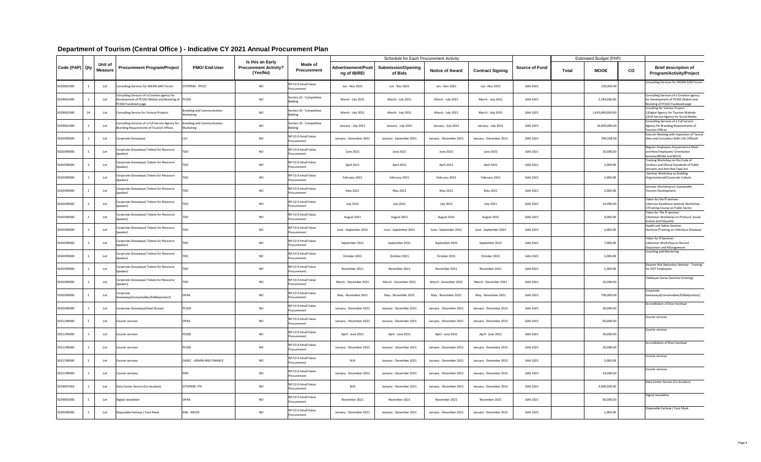# Department of Tourism (Central Office ) - Indicative CY 2021 Annual Procurement Plan

| Code (PAP) | Qty | Unit of Measure | Procurement Program/Project | PMO/ End-User | Is this an Early Procurement Activity? (Yes/No) | Mode of Procurement | Schedule for Each Procurement Activity | | | | Source of Fund | Estimated Budget (PhP) | | | Brief description of Program/Activity/Project |
|---|---|---|---|---|---|---|---|---|---|---|---|---|---|---|---|
| | | | | | | | Advertisement/Posting of IB/REI | Submission/Opening of Bids | Notice of Award | Contract Signing | | Total | MOOE | CO | |
| 5029901000 | 1 | Lot | Consulting Services for ASEAN GAD Forum | DTDPRIM - PFICD | NO | NP-53.9-Small Value Procurement | Jun - Nov 2021 | Jun - Nov 2021 | Jun - Nov 2021 | Jun - Nov 2021 | GAA 2021 | | 150,000.00 | | Consulting Services for ASEAN GAD Forum |
| 5029901000 | 1 | Lot | Consulting Services of a Creative agency for Development of PCSSD Websit and Boosting of PCSSD Facebook page | PCSSD | NO | Section 10 - Competitive Bidding | March - July 2021 | March - July 2021 | March - July 2021 | March - July 2021 | GAA 2021 | | 2,183,000.00 | | Consulting Services of a Creative agency for Development of PCSSD Websit and Boosting of PCSSD Facebook page |
| 5029901000 | 14 | Lot | Consulting Service for Various Projects | Branding and Communication Marketing | NO | Section 10 - Competitive Bidding | March - July 2021 | March - July 2021 | March - July 2021 | March - July 2021 | GAA 2021 | | 1,435,000,000.00 | | Coulting for Various Project: 1)Digital Agency for Tourism Website 2)Full Service Agency for Social Media |
| 5029901000 | 1 | Lot | Consulting Services of a Full Service Agency for Branding Requirements of Tourism Offices | Branding and Communication Marketing | NO | Section 10 - Competitive Bidding | January - July 2021 | January - July 2021 | January - July 2021 | January - July 2021 | GAA 2021 | | 10,000,000.00 | | Consulting Services of a Full Service Agency for Branding Requirements of Tourism Offices |
| 5020399000 | 1 | Lot | Corporate Giveaways | LLU | NO | NP-53.9-Small Value Procurement | January - December 2021 | January - December 2021 | January - December 2021 | January - December 2021 | GAA 2021 | | 294,168.00 | | Execom Meeting with Inspection of Tourist Sites and Consultion With LGU Officials |
| 5020399000 | 1 | Lot | Corporate Giveaways( Tokens for Resource Speaker) | TDD | NO | NP-53.9-Small Value Procurement | June 2021 | June 2021 | June 2021 | June 2021 | GAA 2021 | | 20,000.00 | | Regular Employees Acquaintance Meet and New Employees' Orientation Seminar(REAM and NEOS) |
| 5020399000 | 1 | Lot | Corporate Giveaways( Tokens for Resource Speaker) | TDD | NO | NP-53.9-Small Value Procurement | April 2021 | April 2021 | April 2021 | April 2021 | GAA 2021 | | 2,000.00 | | Training Workshop on the Code of Conduct and Ethical Standards of Public Servants and Anti-Red Tape Act |
| 5020399000 | 1 | Lot | Corporate Giveaways( Tokens for Resource Speaker) | TDD | NO | NP-53.9-Small Value Procurement | February 2021 | February 2021 | February 2021 | February 2021 | GAA 2021 | | 2,000.00 | | Seminar Workshop on Building Organizational/Corporate Culture |
| 5020399000 | 1 | Lot | Corporate Giveaways( Tokens for Resource Speaker) | TDD | NO | NP-53.9-Small Value Procurement | May 2021 | May 2021 | May 2021 | May 2021 | GAA 2021 | | 2,000.00 | | Seminar Workshop on Sustainable Tourism Development |
| 5020399000 | 2 | Lot | Corporate Giveaways( Tokens for Resource Speaker) | TDD | NO | NP-53.9-Small Value Procurement | July 2021 | July 2021 | July 2021 | July 2021 | GAA 2021 | | 10,000.00 | | Token for the ff seminar : 1)Service Excellence Seminar Workshop 2)Training Course on Public Sector |
| 5020399000 | 2 | Lot | Corporate Giveaways( Tokens for Resource Speaker) | TDD | NO | NP-53.9-Small Value Procurement | August 2021 | August 2021 | August 2021 | August 2021 | GAA 2021 | | 4,000.00 | | Token for The ff seminar: 1)Seminar-Workshop on Protocol, Social Graces and Etiquette |
| 5020399000 | 1 | Lot | Corporate Giveaways( Tokens for Resource Speaker) | TDD | NO | NP-53.9-Small Value Procurement | June - September 2021 | June - September 2021 | June - September 2021 | June - September 2021 | GAA 2021 | | 5,000.00 | | Health and Safety Seminar (Seminar/Training on Infectious Diseases) |
| 5020399000 | 2 | Lot | Corporate Giveaways( Tokens for Resource Speaker) | TDD | NO | NP-53.9-Small Value Procurement | September 2021 | September 2021 | September 2021 | September 2021 | GAA 2021 | | 7,000.00 | | Token for ff Seminar: 1)Seminar Workshop on Record Disposition and Management |
| 5020399000 | 1 | Lot | Corporate Giveaways( Tokens for Resource Speaker) | TDD | NO | NP-53.9-Small Value Procurement | October 2021 | October 2021 | October 2021 | October 2021 | GAA 2021 | | 5,000.00 | | Coaching and Mentoring |
| 5020399000 | 1 | Lot | Corporate Giveaways( Tokens for Resource Speaker) | TDD | NO | NP-53.9-Small Value Procurement | November 2021 | November 2021 | November 2021 | November 2021 | GAA 2021 | | 5,000.00 | | Disaster Risk Reduction Seminar - Training for DOT Employees |
| 5020399000 | 1 | Lot | Corporate Giveaways( Tokens for Resource Speaker) | TDD | NO | NP-53.9-Small Value Procurement | March - December 2021 | March - December 2021 | March - December 2021 | March - December 2021 | GAA 2021 | | 20,000.00 | | Talakayan Series (Seminar Echoing) |
| 5020399000 | 1 | Lot | Corporate Giveaways(Consumables/Edibleproduct) | OPAA | NO | NP-53.9-Small Value Procurement | May - November 2021 | May - November 2021 | May - November 2021 | May - November 2021 | GAA 2021 | | 700,000.00 | | Corporate Giveaways(Consumables/Edibleproduct) |
| 5020399000 | 1 | Lot | Corporate Giveaways(Steel Straws) | PCSSD | NO | NP-53.9-Small Value Procurement | January - December 2021 | January - December 2021 | January - December 2021 | January - December 2021 | GAA 2021 | | 30,000.00 | | Accreditation of Dive Invidual |
| 5021199000 | 1 | Lot | Courier services | OPAA | NO | NP-53.9-Small Value Procurement | January - December 2021 | January - December 2021 | January - December 2021 | January - December 2021 | GAA 2021 | | 60,000.00 | | Courier services |
| 5021199000 | 1 | Lot | Courier services | PCSSD | NO | NP-53.9-Small Value Procurement | April - June 2021 | April - June 2021 | April - June 2021 | April - June 2021 | GAA 2021 | | 30,000.00 | | Courier services |
| 5021199000 | 1 | Lot | Courier services | PCSSD | NO | NP-53.9-Small Value Procurement | January - December 2021 | January - December 2021 | January - December 2021 | January - December 2021 | GAA 2021 | | 20,000.00 | | Accreditation of Dive Invidual |
| 5021199000 | 1 | Lot | Courier services | OASEC - ADMIN AND FINANCE | NO | NP-53.9-Small Value Procurement | N/A | January - December 2021 | January - December 2021 | January - December 2021 | GAA 2021 | | 5,000.00 | | Courier services |
| 5021199000 | 1 | Lot | Courier services | HRD | NO | NP-53.9-Small Value Procurement | January - December 2021 | January - December 2021 | January - December 2021 | January - December 2021 | GAA 2021 | | 14,000.00 | | Courier services |
| 5029907002 | 1 | Lot | Data Center Service (Co-location) | DTDPRIM -ITD | NO | NP-53.9-Small Value Procurement | N/A | January - December 2021 | January - December 2021 | January - December 2021 | GAA 2021 | | 3,900,000.00 | | Data Center Service (Co-location) |
| 5029902000 | 1 | Lot | Digital newsletter | OPAA | NO | NP-53.9-Small Value Procurement | November 2021 | November 2021 | November 2021 | November 2021 | GAA 2021 | | 60,000.00 | | Digital newsletter |
| 5020399000 | 1 | Lot | Disposable Earloop / Face Mask | GSD - MOOE | NO | NP-53.9-Small Value Procurement | January - December 2021 | January - December 2021 | January - December 2021 | January - December 2021 | GAA 2021 | | 1,000.00 | | Disposable Earloop / Face Mask |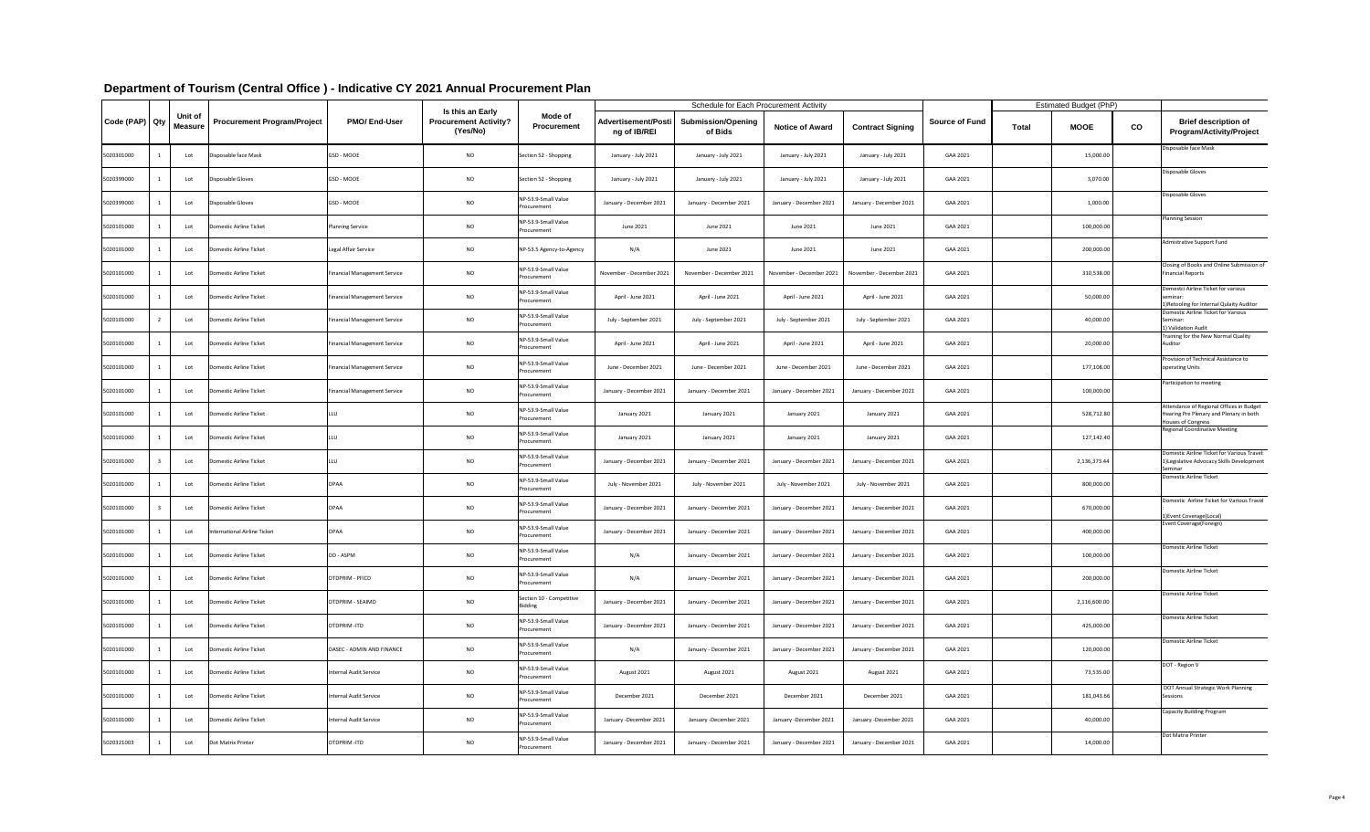# Department of Tourism (Central Office ) - Indicative CY 2021 Annual Procurement Plan

| Code (PAP) | Qty | Unit of Measure | Procurement Program/Project | PMO/ End-User | Is this an Early Procurement Activity? (Yes/No) | Mode of Procurement | Schedule for Each Procurement Activity | | | | Source of Fund | Estimated Budget (PhP) | | | Brief description of Program/Activity/Project |
|---|---|---|---|---|---|---|---|---|---|---|---|---|---|---|---|
| | | | | | | | Advertisement/Posting of IB/REI | Submission/Opening of Bids | Notice of Award | Contract Signing | | Total | MOOE | CO | |
| 5020301000 | 1 | Lot | Disposable face Mask | GSD - MOOE | NO | Section 52 - Shopping | January - July 2021 | January - July 2021 | January - July 2021 | January - July 2021 | GAA 2021 | | 15,000.00 | | Disposable face Mask |
| 5020399000 | 1 | Lot | Disposable Gloves | GSD - MOOE | NO | Section 52 - Shopping | January - July 2021 | January - July 2021 | January - July 2021 | January - July 2021 | GAA 2021 | | 3,070.00 | | Disposable Gloves |
| 5020399000 | 1 | Lot | Disposable Gloves | GSD - MOOE | NO | NP-53.9-Small Value Procurement | January - December 2021 | January - December 2021 | January - December 2021 | January - December 2021 | GAA 2021 | | 1,000.00 | | Disposable Gloves |
| 5020101000 | 1 | Lot | Domestic Airline Ticket | Planning Service | NO | NP-53.9-Small Value Procurement | June 2021 | June 2021 | June 2021 | June 2021 | GAA 2021 | | 100,000.00 | | Planning Session |
| 5020101000 | 1 | Lot | Domestic Airline Ticket | Legal Affair Service | NO | NP-53.5 Agency-to-Agency | N/A | June 2021 | June 2021 | June 2021 | GAA 2021 | | 200,000.00 | | Admistrative Support Fund |
| 5020101000 | 1 | Lot | Domestic Airline Ticket | Financial Management Service | NO | NP-53.9-Small Value Procurement | November - December 2021 | November - December 2021 | November - December 2021 | November - December 2021 | GAA 2021 | | 310,538.00 | | Closing of Books and Online Submission of Financial Reports |
| 5020101000 | 1 | Lot | Domestic Airline Ticket | Financial Management Service | NO | NP-53.9-Small Value Procurement | April - June 2021 | April - June 2021 | April - June 2021 | April - June 2021 | GAA 2021 | | 50,000.00 | | Demestci Airline Ticket for various seminar: 1)Retooling for Internal Qulaity Auditor |
| 5020101000 | 2 | Lot | Domestic Airline Ticket | Financial Management Service | NO | NP-53.9-Small Value Procurement | July - September 2021 | July - September 2021 | July - September 2021 | July - September 2021 | GAA 2021 | | 40,000.00 | | Domestic Airline Ticket for Various Seminar: 1) Validation Audit |
| 5020101000 | 1 | Lot | Domestic Airline Ticket | Financial Management Service | NO | NP-53.9-Small Value Procurement | April - June 2021 | April - June 2021 | April - June 2021 | April - June 2021 | GAA 2021 | | 20,000.00 | | Training for the New Normal Quality Auditor |
| 5020101000 | 1 | Lot | Domestic Airline Ticket | Financial Management Service | NO | NP-53.9-Small Value Procurement | June - December 2021 | June - December 2021 | June - December 2021 | June - December 2021 | GAA 2021 | | 177,108.00 | | Provision of Technical Assistance to operating Units |
| 5020101000 | 1 | Lot | Domestic Airline Ticket | Financial Management Service | NO | NP-53.9-Small Value Procurement | January - December 2021 | January - December 2021 | January - December 2021 | January - December 2021 | GAA 2021 | | 100,000.00 | | Participation to meeting |
| 5020101000 | 1 | Lot | Domestic Airline Ticket | LLU | NO | NP-53.9-Small Value Procurement | January 2021 | January 2021 | January 2021 | January 2021 | GAA 2021 | | 528,712.80 | | Attendance of Regional Offices in Budget Hearing Pre Plenary and Plenary in both Houses of Congress |
| 5020101000 | 1 | Lot | Domestic Airline Ticket | LLU | NO | NP-53.9-Small Value Procurement | January 2021 | January 2021 | January 2021 | January 2021 | GAA 2021 | | 127,142.40 | | Regional Coordinative Meeting |
| 5020101000 | 3 | Lot | Domestic Airline Ticket | LLU | NO | NP-53.9-Small Value Procurement | January - December 2021 | January - December 2021 | January - December 2021 | January - December 2021 | GAA 2021 | | 2,136,375.44 | | Domestic Airline Ticket for Various Travel: 1)Legislative Advocacy Skills Development Seminar |
| 5020101000 | 1 | Lot | Domestic Airline Ticket | OPAA | NO | NP-53.9-Small Value Procurement | July - November 2021 | July - November 2021 | July - November 2021 | July - November 2021 | GAA 2021 | | 800,000.00 | | Domestic Airline Ticket |
| 5020101000 | 3 | Lot | Domestic Airline Ticket | OPAA | NO | NP-53.9-Small Value Procurement | January - December 2021 | January - December 2021 | January - December 2021 | January - December 2021 | GAA 2021 | | 670,000.00 | | Domestic Airline Ticket for Various Travel 1)Event Coverage(Local) |
| 5020101000 | 1 | Lot | International Airline Ticket | OPAA | NO | NP-53.9-Small Value Procurement | January - December 2021 | January - December 2021 | January - December 2021 | January - December 2021 | GAA 2021 | | 400,000.00 | | Event Coverage(Foreign) |
| 5020101000 | 1 | Lot | Domestic Airline Ticket | OO - ASPM | NO | NP-53.9-Small Value Procurement | N/A | January - December 2021 | January - December 2021 | January - December 2021 | GAA 2021 | | 100,000.00 | | Domestic Airline Ticket |
| 5020101000 | 1 | Lot | Domestic Airline Ticket | OTDPRIM - PFICO | NO | NP-53.9-Small Value Procurement | N/A | January - December 2021 | January - December 2021 | January - December 2021 | GAA 2021 | | 200,000.00 | | Domestic Airline Ticket |
| 5020101000 | 1 | Lot | Domestic Airline Ticket | OTDPRIM - SEAIMD | NO | Section 10 - Competitive Bidding | January - December 2021 | January - December 2021 | January - December 2021 | January - December 2021 | GAA 2021 | | 2,116,600.00 | | Domestic Airline Ticket |
| 5020101000 | 1 | Lot | Domestic Airline Ticket | OTDPRIM -ITD | NO | NP-53.9-Small Value Procurement | January - December 2021 | January - December 2021 | January - December 2021 | January - December 2021 | GAA 2021 | | 425,000.00 | | Domestic Airline Ticket |
| 5020101000 | 1 | Lot | Domestic Airline Ticket | OASEC - ADMIN AND FINANCE | NO | NP-53.9-Small Value Procurement | N/A | January - December 2021 | January - December 2021 | January - December 2021 | GAA 2021 | | 120,000.00 | | Domestic Airline Ticket |
| 5020101000 | 1 | Lot | Domestic Airline Ticket | Internal Audit Service | NO | NP-53.9-Small Value Procurement | August 2021 | August 2021 | August 2021 | August 2021 | GAA 2021 | | 73,535.00 | | DOT - Region V |
| 5020101000 | 1 | Lot | Domestic Airline Ticket | Internal Audit Service | NO | NP-53.9-Small Value Procurement | December 2021 | December 2021 | December 2021 | December 2021 | GAA 2021 | | 181,043.66 | | DOT Annual Strategic Work Planning Sessions |
| 5020101000 | 1 | Lot | Domestic Airline Ticket | Internal Audit Service | NO | NP-53.9-Small Value Procurement | January -December 2021 | January -December 2021 | January -December 2021 | January -December 2021 | GAA 2021 | | 40,000.00 | | Capacity Building Program |
| 5020321003 | 1 | Lot | Dot Matrix Printer | OTDPRIM -ITD | NO | NP-53.9-Small Value Procurement | January - December 2021 | January - December 2021 | January - December 2021 | January - December 2021 | GAA 2021 | | 14,000.00 | | Dot Matrix Printer |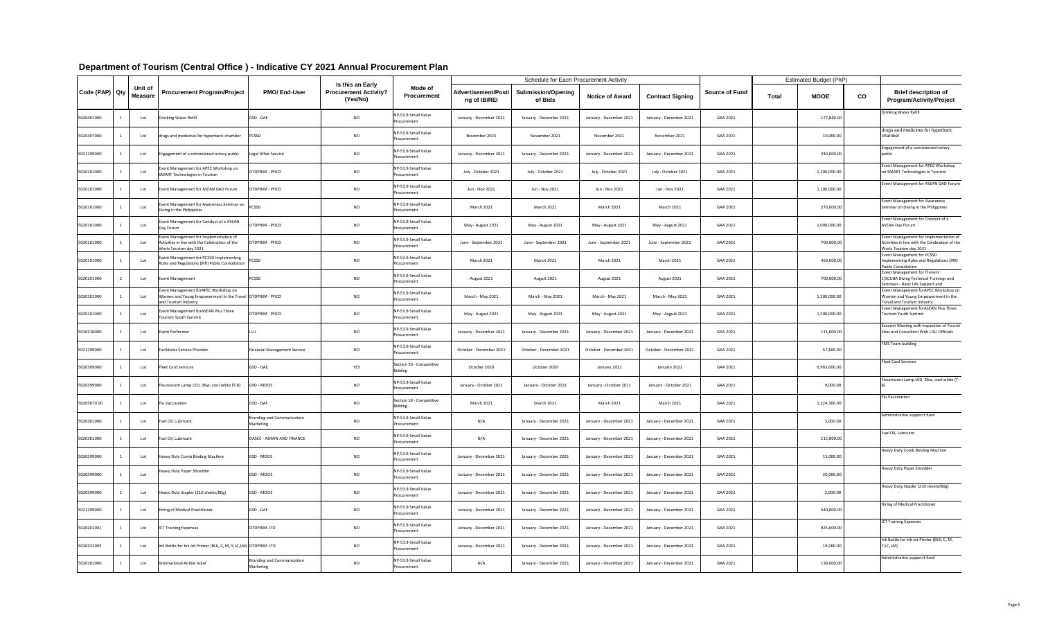# Department of Tourism (Central Office ) - Indicative CY 2021 Annual Procurement Plan

| Code (PAP) | Qty | Unit of Measure | Procurement Program/Project | PMO/ End-User | Is this an Early Procurement Activity? (Yes/No) | Mode of Procurement | Schedule for Each Procurement Activity | | | | Source of Fund | Estimated Budget (PhP) | | | Brief description of Program/Activity/Project |
|---|---|---|---|---|---|---|---|---|---|---|---|---|---|---|---|
| | | | | | | | Advertisement/Posting of IB/REI | Submission/Opening of Bids | Notice of Award | Contract Signing | | Total | MOOE | CO | |
| 5020401000 | 1 | Lot | Drinking Water Refill | GSD - GAE | NO | NP-53.9-Small Value Procurement | January - December 2021 | January - December 2021 | January - December 2021 | January - December 2021 | GAA 2021 | | 177,840.00 | | Drinking Water Refill |
| 5020307000 | 1 | Lot | drugs and medicines for hyperbaric chamber | PCSSD | NO | NP-53.9-Small Value Procurement | November 2021 | November 2021 | November 2021 | November 2021 | GAA 2021 | | 10,000.00 | | drugs and medicines for hyperbaric chamber |
| 5021199000 | 1 | Lot | Engagement of a comissioned notary public | Legal Affair Service | NO | NP-53.9-Small Value Procurement | January - December 2021 | January - December 2021 | January - December 2021 | January - December 2021 | GAA 2021 | | 240,000.00 | | Engagement of a comissioned notary public |
| 5020101000 | 1 | Lot | Event Management for APEC Workshop on SMART Technologies in Tourism | OTDPRIM - PFICD | NO | NP-53.9-Small Value Procurement | July - October 2021 | July - October 2021 | July - October 2021 | July - October 2021 | GAA 2021 | | 1,200,000.00 | | Event Management for APEC Workshop on SMART Technologies in Tourism |
| 5020101000 | 1 | Lot | Event Management for ASEAN GAD Forum | OTDPRIM - PFICD | NO | NP-53.9-Small Value Procurement | Jun - Nov 2021 | Jun - Nov 2021 | Jun - Nov 2021 | Jun - Nov 2021 | GAA 2021 | | 1,100,000.00 | | Event Management for ASEAN GAD Forum |
| 5020101000 | 1 | Lot | Event Management for Awareness Seminar on Diving in the Philippines | PCSSD | NO | NP-53.9-Small Value Procurement | March 2021 | March 2021 | March 2021 | March 2021 | GAA 2021 | | 270,000.00 | | Event Management for Awareness Seminar on Diving in the Philippines |
| 5020101000 | 1 | Lot | Event Management for Conduct of a ASEAN Day Forum | OTDPRIM - PFICD | NO | NP-53.9-Small Value Procurement | May - August 2021 | May - August 2021 | May - August 2021 | May - August 2021 | GAA 2021 | | 1,000,000.00 | | Event Management for Conduct of a ASEAN Day Forum |
| 5020101000 | 1 | Lot | Event Management for Implementation of Activities in line with the Celebration of the Worls Tourism day 2021 | OTDPRIM - PFICD | NO | NP-53.9-Small Value Procurement | June - September 2021 | June - September 2021 | June - September 2021 | June - September 2021 | GAA 2021 | | 700,000.00 | | Event Management for Implementation of Activities in line with the Celebration of the Worls Tourism day 2021 |
| 5020101000 | 1 | Lot | Event Management for PCSSD Implementing Rules and Regulations (IRR) Public Consultation | PCSSD | NO | NP-53.9-Small Value Procurement | March 2021 | March 2021 | March 2021 | March 2021 | GAA 2021 | | 450,000.00 | | Event Management for PCSSD Implementing Rules and Regulations (IRR) Public Consultation |
| 5020101000 | 2 | Lot | Event Management | PCSSD | NO | NP-53.9-Small Value Procurement | August 2021 | August 2021 | August 2021 | August 2021 | GAA 2021 | | 700,000.00 | | Event Management for ff event : 1)SCUBA Diving Technical Trainings and Seminars - Basic Life Support and |
| 5020101000 | 1 | Lot | Event Management forAPEC Workshop on Women and Young Empowerment In the Travel and Tourism Industry | OTDPRIM - PFICD | NO | NP-53.9-Small Value Procurement | March - May 2021 | March - May 2021 | March - May 2021 | March - May 2021 | GAA 2021 | | 1,300,000.00 | | Event Management forAPEC Workshop on Women and Young Empowerment In the Travel and Tourism Industry |
| 5020101000 | 1 | Lot | Event Management forASEAN Plus Three Tourism Youth Summit | OTDPRIM - PFICD | NO | NP-53.9-Small Value Procurement | May - August 2021 | May - August 2021 | May - August 2021 | May - August 2021 | GAA 2021 | | 1,500,000.00 | | Event Management forASEAN Plus Three Tourism Youth Summit |
| 5010210000 | 1 | Lot | Event Performer | LLU | NO | NP-53.9-Small Value Procurement | January - December 2021 | January - December 2021 | January - December 2021 | January - December 2021 | GAA 2021 | | 111,000.00 | | Execom Meeting with Inspection of Tourist Sites and Consultion With LGU Officials |
| 5021199000 | 1 | Lot | Facilitator Service Provider | Financial Management Service | NO | NP-53.9-Small Value Procurement | October - December 2021 | October - December 2021 | October - December 2021 | October - December 2021 | GAA 2021 | | 57,600.00 | | FMS Team building |
| 5020309000 | 1 | Lot | Fleet Card Services | GSD - GAE | YES | Section 10 - Competitive Bidding | October 2020 | October 2020 | January 2021 | January 2021 | GAA 2021 | | 6,963,600.00 | | Fleet Card Services |
| 5020399000 | 1 | Lot | Flourescent Lamp LED, 36w, cool white (T-8) | GSD - MOOE | NO | NP-53.9-Small Value Procurement | January - October 2021 | January - October 2021 | January - October 2021 | January - October 2021 | GAA 2021 | | 9,000.00 | | Flourescent Lamp LED, 36w, cool white (T-8) |
| 50203070 00 | 1 | Lot | Flu Vaccination | GSD - GAE | NO | Section 10 - Competitive Bidding | March 2021 | March 2021 | March 2021 | March 2021 | GAA 2021 | | 1,324,360.00 | | Flu Vaccination |
| 5020301000 | 1 | Lot | Fuel Oil, Lubricant | Branding and Communication Marketing | NO | NP-53.9-Small Value Procurement | N/A | January - December 2021 | January - December 2021 | January - December 2021 | GAA 2021 | | 5,000.00 | | Administrative supporrt fund |
| 5020301000 | 1 | Lot | Fuel Oil, Lubricant | OASEC - ADMIN AND FINANCE | NO | NP-53.9-Small Value Procurement | N/A | January - December 2021 | January - December 2021 | January - December 2021 | GAA 2021 | | 115,000.00 | | Fuel Oil, Lubricant |
| 5020399000 | 1 | Lot | Heavy Duty Comb Binding Machine | GSD - MOOE | NO | NP-53.9-Small Value Procurement | January - December 2021 | January - December 2021 | January - December 2021 | January - December 2021 | GAA 2021 | | 15,000.00 | | Heavy Duty Comb Binding Machine |
| 5020399000 | 1 | Lot | Heavy Duty Paper Shredder | GSD - MOOE | NO | NP-53.9-Small Value Procurement | January - December 2021 | January - December 2021 | January - December 2021 | January - December 2021 | GAA 2021 | | 20,000.00 | | Heavy Duty Paper Shredder |
| 5020399000 | 1 | Lot | Heavy Duty Stapler (210 sheets/80g) | GSD - MOOE | NO | NP-53.9-Small Value Procurement | January - December 2021 | January - December 2021 | January - December 2021 | January - December 2021 | GAA 2021 | | 2,000.00 | | Heavy Duty Stapler (210 sheets/80g) |
| 5021199000 | 1 | Lot | Hiring of Medical Practitioner | GSD - GAE | NO | NP-53.9-Small Value Procurement | January - December 2021 | January - December 2021 | January - December 2021 | January - December 2021 | GAA 2021 | | 540,000.00 | | Hiring of Medical Practitioner |
| 5020201001 | 1 | Lot | ICT Training Expenses | OTDPRIM -ITD | NO | NP-53.9-Small Value Procurement | January - December 2021 | January - December 2021 | January - December 2021 | January - December 2021 | GAA 2021 | | 925,000.00 | | ICT Training Expenses |
| 5020321003 | 1 | Lot | Ink Bottle for Ink Jet Printer (BLK, C, M, Y,LC,LM) | OTDPRIM -ITD | NO | NP-53.9-Small Value Procurement | January - December 2021 | January - December 2021 | January - December 2021 | January - December 2021 | GAA 2021 | | 19,000.00 | | Ink Bottle for Ink Jet Printer (BLK, C, M, Y,LC,LM) |
| 5020101000 | 1 | Lot | International Airline ticket | Branding and Communication Marketing | NO | NP-53.9-Small Value Procurement | N/A | January - December 2021 | January - December 2021 | January - December 2021 | GAA 2021 | | 138,000.00 | | Administrative supporrt fund |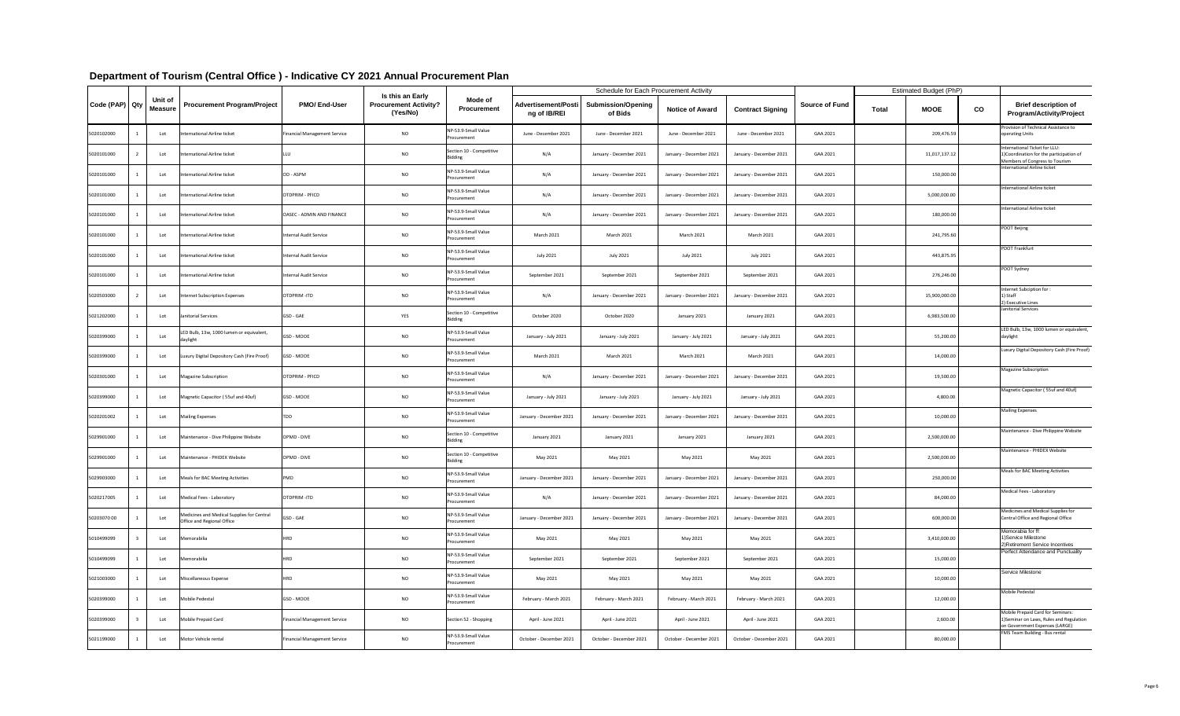# Department of Tourism (Central Office ) - Indicative CY 2021 Annual Procurement Plan

| Code (PAP) | Qty | Unit of Measure | Procurement Program/Project | PMO/ End-User | Is this an Early Procurement Activity? (Yes/No) | Mode of Procurement | Schedule for Each Procurement Activity | | | | Source of Fund | Estimated Budget (PhP) | | | Brief description of Program/Activity/Project |
|---|---|---|---|---|---|---|---|---|---|---|---|---|---|---|---|
| | | | | | | | Advertisement/Posting of IB/REI | Submission/Opening of Bids | Notice of Award | Contract Signing | | Total | MOOE | CO | |
| 5020102000 | 1 | Lot | International Airline ticket | Financial Management Service | NO | NP-53.9-Small Value Procurement | June - December 2021 | June - December 2021 | June - December 2021 | June - December 2021 | GAA 2021 | | 209,476.59 | | Provision of Technical Assistance to operating Units |
| 5020101000 | 2 | Lot | International Airline ticket | LLU | NO | Section 10 - Competitive Bidding | N/A | January - December 2021 | January - December 2021 | January - December 2021 | GAA 2021 | | 11,017,137.12 | | International Ticket for LLU: 1)Coordination for the participation of Members of Congress to Tourism |
| 5020101000 | 1 | Lot | International Airline ticket | OO - ASPM | NO | NP-53.9-Small Value Procurement | N/A | January - December 2021 | January - December 2021 | January - December 2021 | GAA 2021 | | 150,000.00 | | International Airline ticket |
| 5020101000 | 1 | Lot | International Airline ticket | OTDPRIM - PFICO | NO | NP-53.9-Small Value Procurement | N/A | January - December 2021 | January - December 2021 | January - December 2021 | GAA 2021 | | 5,000,000.00 | | International Airline ticket |
| 5020101000 | 1 | Lot | International Airline ticket | OASEC - ADMIN AND FINANCE | NO | NP-53.9-Small Value Procurement | N/A | January - December 2021 | January - December 2021 | January - December 2021 | GAA 2021 | | 180,000.00 | | International Airline ticket |
| 5020101000 | 1 | Lot | International Airline ticket | Internal Audit Service | NO | NP-53.9-Small Value Procurement | March 2021 | March 2021 | March 2021 | March 2021 | GAA 2021 | | 241,795.60 | | PDOT Beijing |
| 5020101000 | 1 | Lot | International Airline ticket | Internal Audit Service | NO | NP-53.9-Small Value Procurement | July 2021 | July 2021 | July 2021 | July 2021 | GAA 2021 | | 443,875.95 | | PDOT Frankfurt |
| 5020101000 | 1 | Lot | International Airline ticket | Internal Audit Service | NO | NP-53.9-Small Value Procurement | September 2021 | September 2021 | September 2021 | September 2021 | GAA 2021 | | 276,246.00 | | PDOT Sydney |
| 5020503000 | 2 | Lot | Internet Subscription Expenses | OTDPRIM -ITD | NO | NP-53.9-Small Value Procurement | N/A | January - December 2021 | January - December 2021 | January - December 2021 | GAA 2021 | | 15,900,000.00 | | Internet Subciption for : 1) Staff 2) Executive Lines |
| 5021202000 | 1 | Lot | Janitorial Services | GSD - GAE | YES | Section 10 - Competitive Bidding | October 2020 | October 2020 | January 2021 | January 2021 | GAA 2021 | | 6,983,500.00 | | Janitorial Services |
| 5020399000 | 1 | Lot | LED Bulb, 13w, 1000 lumen or equivalent, daylight | GSD - MOOE | NO | NP-53.9-Small Value Procurement | January - July 2021 | January - July 2021 | January - July 2021 | January - July 2021 | GAA 2021 | | 55,200.00 | | LED Bulb, 13w, 1000 lumen or equivalent, daylight |
| 5020399000 | 1 | Lot | Luxury Digital Depository Cash (Fire Proof) | GSD - MOOE | NO | NP-53.9-Small Value Procurement | March 2021 | March 2021 | March 2021 | March 2021 | GAA 2021 | | 14,000.00 | | Luxury Digital Depository Cash (Fire Proof) |
| 5020301000 | 1 | Lot | Magazine Subscription | OTDPRIM - PFICO | NO | NP-53.9-Small Value Procurement | N/A | January - December 2021 | January - December 2021 | January - December 2021 | GAA 2021 | | 19,500.00 | | Magazine Subscription |
| 5020399000 | 1 | Lot | Magnetic Capacitor ( 55uf and 40uf) | GSD - MOOE | NO | NP-53.9-Small Value Procurement | January - July 2021 | January - July 2021 | January - July 2021 | January - July 2021 | GAA 2021 | | 4,800.00 | | Magnetic Capacitor ( 55uf and 40uf) |
| 5020201002 | 1 | Lot | Mailing Expenses | TDD | NO | NP-53.9-Small Value Procurement | January - December 2021 | January - December 2021 | January - December 2021 | January - December 2021 | GAA 2021 | | 10,000.00 | | Mailing Expenses |
| 5029901000 | 1 | Lot | Maintenance - Dive Philippine Website | OPMD - DIVE | NO | Section 10 - Competitive Bidding | January 2021 | January 2021 | January 2021 | January 2021 | GAA 2021 | | 2,500,000.00 | | Maintenance - Dive Philippine Website |
| 5029901000 | 1 | Lot | Maintenance - PHIDEX Website | OPMD - DIVE | NO | Section 10 - Competitive Bidding | May 2021 | May 2021 | May 2021 | May 2021 | GAA 2021 | | 2,500,000.00 | | Maintenance - PHIDEX Website |
| 5029903000 | 1 | Lot | Meals for BAC Meeting Activities | PMD | NO | NP-53.9-Small Value Procurement | January - December 2021 | January - December 2021 | January - December 2021 | January - December 2021 | GAA 2021 | | 250,000.00 | | Meals for BAC Meeting Activities |
| 5020217005 | 1 | Lot | Medical Fees - Laboratory | OTDPRIM -ITD | NO | NP-53.9-Small Value Procurement | N/A | January - December 2021 | January - December 2021 | January - December 2021 | GAA 2021 | | 84,000.00 | | Medical Fees - Laboratory |
| 50203070 00 | 1 | Lot | Medicines and Medical Supplies for Central Office and Regional Office | GSD - GAE | NO | NP-53.9-Small Value Procurement | January - December 2021 | January - December 2021 | January - December 2021 | January - December 2021 | GAA 2021 | | 600,000.00 | | Medicines and Medical Supplies for Central Office and Regional Office |
| 5010499099 | 3 | Lot | Memorabilia | HRD | NO | NP-53.9-Small Value Procurement | May 2021 | May 2021 | May 2021 | May 2021 | GAA 2021 | | 3,410,000.00 | | Memorabia for ff: 1)Service Milestone 2)Retirement Service Incentives |
| 5010499099 | 1 | Lot | Memorabilia | HRD | NO | NP-53.9-Small Value Procurement | September 2021 | September 2021 | September 2021 | September 2021 | GAA 2021 | | 15,000.00 | | Perfect Attendance and Punctuality |
| 5021003000 | 1 | Lot | Miscellaneous Expense | HRD | NO | NP-53.9-Small Value Procurement | May 2021 | May 2021 | May 2021 | May 2021 | GAA 2021 | | 10,000.00 | | Service Milestone |
| 5020399000 | 1 | Lot | Mobile Pedestal | GSD - MOOE | NO | NP-53.9-Small Value Procurement | February - March 2021 | February - March 2021 | February - March 2021 | February - March 2021 | GAA 2021 | | 12,000.00 | | Mobile Pedestal |
| 5020399000 | 3 | Lot | Mobile Prepaid Card | Financial Management Service | NO | Section 52 - Shopping | April - June 2021 | April - June 2021 | April - June 2021 | April - June 2021 | GAA 2021 | | 2,600.00 | | Mobile Prepaid Card for Seminars: 1)Seminar on Laws, Rules and Regulation on Government Expenses (LARGE) |
| 5021199000 | 1 | Lot | Motor Vehicle rental | Financial Management Service | NO | NP-53.9-Small Value Procurement | October - December 2021 | October - December 2021 | October - December 2021 | October - December 2021 | GAA 2021 | | 80,000.00 | | FMS Team Building - Bus rental |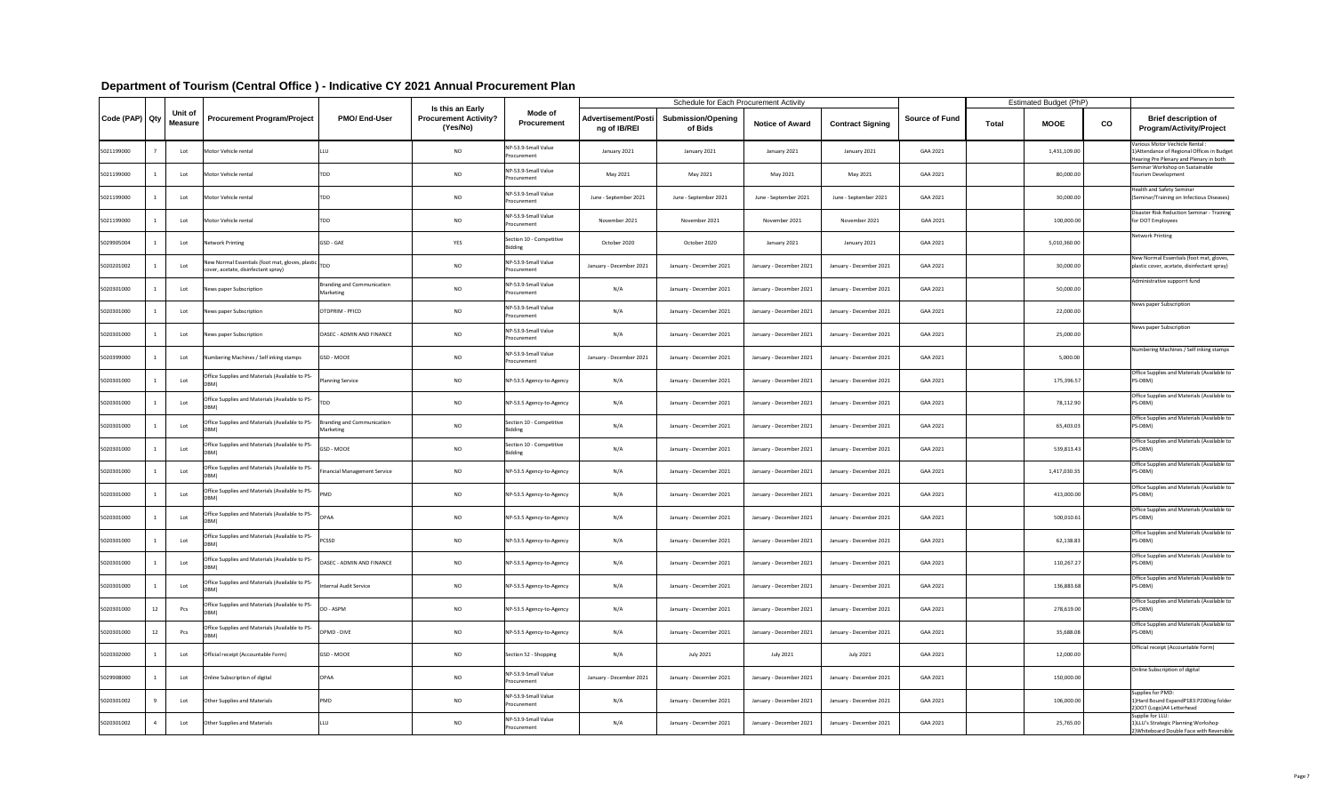# Department of Tourism (Central Office ) - Indicative CY 2021 Annual Procurement Plan

| Code (PAP) | Qty | Unit of Measure | Procurement Program/Project | PMO/ End-User | Is this an Early Procurement Activity? (Yes/No) | Mode of Procurement | Schedule for Each Procurement Activity | | | | Source of Fund | Estimated Budget (PhP) | | | Brief description of Program/Activity/Project |
|---|---|---|---|---|---|---|---|---|---|---|---|---|---|---|---|
| | | | | | | | Advertisement/Posting of IB/REI | Submission/Opening of Bids | Notice of Award | Contract Signing | | Total | MOOE | CO | |
| 5021199000 | 7 | Lot | Motor Vehicle rental | LLU | NO | NP-53.9-Small Value Procurement | January 2021 | January 2021 | January 2021 | January 2021 | GAA 2021 | | 1,431,109.00 | | Various Motor Vechicle Rental : 1)Attendance of Regional Offices in Budget Hearing Pre Plenary and Plenary in both |
| 5021199000 | 1 | Lot | Motor Vehicle rental | TDD | NO | NP-53.9-Small Value Procurement | May 2021 | May 2021 | May 2021 | May 2021 | GAA 2021 | | 80,000.00 | | Seminar Workshop on Sustainable Tourism Development |
| 5021199000 | 1 | Lot | Motor Vehicle rental | TDD | NO | NP-53.9-Small Value Procurement | June - September 2021 | June - September 2021 | June - September 2021 | June - September 2021 | GAA 2021 | | 30,000.00 | | Health and Safety Seminar (Seminar/Training on Infectious Diseases) |
| 5021199000 | 1 | Lot | Motor Vehicle rental | TDD | NO | NP-53.9-Small Value Procurement | November 2021 | November 2021 | November 2021 | November 2021 | GAA 2021 | | 100,000.00 | | Disaster Risk Reduction Seminar - Training for DOT Employees |
| 5029905004 | 1 | Lot | Network Printing | GSD - GAE | YES | Section 10 - Competitive Bidding | October 2020 | October 2020 | January 2021 | January 2021 | GAA 2021 | | 5,010,360.00 | | Network Printing |
| 5020201002 | 1 | Lot | New Normal Essentials (foot mat, gloves, plastic cover, acetate, disinfectant spray) | TDD | NO | NP-53.9-Small Value Procurement | January - December 2021 | January - December 2021 | January - December 2021 | January - December 2021 | GAA 2021 | | 30,000.00 | | New Normal Essentials (foot mat, gloves, plastic cover, acetate, disinfectant spray) |
| 5020301000 | 1 | Lot | News paper Subscription | Branding and Communication Marketing | NO | NP-53.9-Small Value Procurement | N/A | January - December 2021 | January - December 2021 | January - December 2021 | GAA 2021 | | 50,000.00 | | Administrative supporrt fund |
| 5020301000 | 1 | Lot | News paper Subscription | OTDPRIM - PFICO | NO | NP-53.9-Small Value Procurement | N/A | January - December 2021 | January - December 2021 | January - December 2021 | GAA 2021 | | 22,000.00 | | News paper Subscription |
| 5020301000 | 1 | Lot | News paper Subscription | OASEC - ADMIN AND FINANCE | NO | NP-53.9-Small Value Procurement | N/A | January - December 2021 | January - December 2021 | January - December 2021 | GAA 2021 | | 25,000.00 | | News paper Subscription |
| 5020399000 | 1 | Lot | Numbering Machines / Self inking stamps | GSD - MOOE | NO | NP-53.9-Small Value Procurement | January - December 2021 | January - December 2021 | January - December 2021 | January - December 2021 | GAA 2021 | | 5,000.00 | | Numbering Machines / Self inking stamps |
| 5020301000 | 1 | Lot | Office Supplies and Materials (Available to PS-DBM) | Planning Service | NO | NP-53.5 Agency-to-Agency | N/A | January - December 2021 | January - December 2021 | January - December 2021 | GAA 2021 | | 175,396.57 | | Office Supplies and Materials (Available to PS-DBM) |
| 5020301000 | 1 | Lot | Office Supplies and Materials (Available to PS-DBM) | TDD | NO | NP-53.5 Agency-to-Agency | N/A | January - December 2021 | January - December 2021 | January - December 2021 | GAA 2021 | | 78,112.90 | | Office Supplies and Materials (Available to PS-DBM) |
| 5020301000 | 1 | Lot | Office Supplies and Materials (Available to PS-DBM) | Branding and Communication Marketing | NO | Section 10 - Competitive Bidding | N/A | January - December 2021 | January - December 2021 | January - December 2021 | GAA 2021 | | 65,403.03 | | Office Supplies and Materials (Available to PS-DBM) |
| 5020301000 | 1 | Lot | Office Supplies and Materials (Available to PS-DBM) | GSD - MOOE | NO | Section 10 - Competitive Bidding | N/A | January - December 2021 | January - December 2021 | January - December 2021 | GAA 2021 | | 539,813.43 | | Office Supplies and Materials (Available to PS-DBM) |
| 5020301000 | 1 | Lot | Office Supplies and Materials (Available to PS-DBM) | Financial Management Service | NO | NP-53.5 Agency-to-Agency | N/A | January - December 2021 | January - December 2021 | January - December 2021 | GAA 2021 | | 1,417,030.35 | | Office Supplies and Materials (Available to PS-DBM) |
| 5020301000 | 1 | Lot | Office Supplies and Materials (Available to PS-DBM) | PMD | NO | NP-53.5 Agency-to-Agency | N/A | January - December 2021 | January - December 2021 | January - December 2021 | GAA 2021 | | 415,000.00 | | Office Supplies and Materials (Available to PS-DBM) |
| 5020301000 | 1 | Lot | Office Supplies and Materials (Available to PS-DBM) | OPAA | NO | NP-53.5 Agency-to-Agency | N/A | January - December 2021 | January - December 2021 | January - December 2021 | GAA 2021 | | 500,010.61 | | Office Supplies and Materials (Available to PS-DBM) |
| 5020301000 | 1 | Lot | Office Supplies and Materials (Available to PS-DBM) | PCSSD | NO | NP-53.5 Agency-to-Agency | N/A | January - December 2021 | January - December 2021 | January - December 2021 | GAA 2021 | | 62,138.83 | | Office Supplies and Materials (Available to PS-DBM) |
| 5020301000 | 1 | Lot | Office Supplies and Materials (Available to PS-DBM) | OASEC - ADMIN AND FINANCE | NO | NP-53.5 Agency-to-Agency | N/A | January - December 2021 | January - December 2021 | January - December 2021 | GAA 2021 | | 110,267.27 | | Office Supplies and Materials (Available to PS-DBM) |
| 5020301000 | 1 | Lot | Office Supplies and Materials (Available to PS-DBM) | Internal Audit Service | NO | NP-53.5 Agency-to-Agency | N/A | January - December 2021 | January - December 2021 | January - December 2021 | GAA 2021 | | 136,883.68 | | Office Supplies and Materials (Available to PS-DBM) |
| 5020301000 | 12 | Pcs | Office Supplies and Materials (Available to PS-DBM) | DD - ASPM | NO | NP-53.5 Agency-to-Agency | N/A | January - December 2021 | January - December 2021 | January - December 2021 | GAA 2021 | | 278,619.00 | | Office Supplies and Materials (Available to PS-DBM) |
| 5020301000 | 12 | Pcs | Office Supplies and Materials (Available to PS-DBM) | OPMD - DIVE | NO | NP-53.5 Agency-to-Agency | N/A | January - December 2021 | January - December 2021 | January - December 2021 | GAA 2021 | | 35,688.08 | | Office Supplies and Materials (Available to PS-DBM) |
| 5020302000 | 1 | Lot | Official receipt (Accountable Form) | GSD - MOOE | NO | Section 52 - Shopping | N/A | July 2021 | July 2021 | July 2021 | GAA 2021 | | 12,000.00 | | Official receipt (Accountable Form) |
| 5029908000 | 1 | Lot | Online Subscription of digital | OPAA | NO | NP-53.9-Small Value Procurement | January - December 2021 | January - December 2021 | January - December 2021 | January - December 2021 | GAA 2021 | | 150,000.00 | | Online Subscription of digital |
| 5020301002 | 9 | Lot | Other Supplies and Materials | PMD | NO | NP-53.9-Small Value Procurement | N/A | January - December 2021 | January - December 2021 | January - December 2021 | GAA 2021 | | 106,000.00 | | Supplies for PMD: 1)Hard Bound ExpandP183:P200ing folder 2)DOT (Logo)A4 Letterhead |
| 5020301002 | 4 | Lot | Other Supplies and Materials | LLU | NO | NP-53.9-Small Value Procurement | N/A | January - December 2021 | January - December 2021 | January - December 2021 | GAA 2021 | | 25,765.00 | | Supplie for LLU: 1)LLU's Strategic Planning Workshop 2)Whiteboard Double Face with Reversible |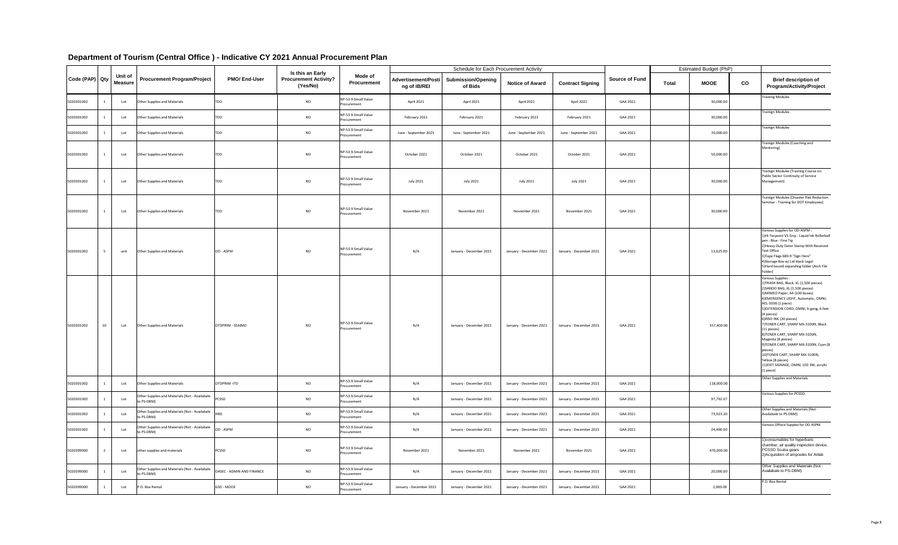# Department of Tourism (Central Office ) - Indicative CY 2021 Annual Procurement Plan

| Code (PAP) | Qty | Unit of Measure | Procurement Program/Project | PMO/ End-User | Is this an Early Procurement Activity? (Yes/No) | Mode of Procurement | Schedule for Each Procurement Activity | | | | Source of Fund | Estimated Budget (PhP) | | | Brief description of Program/Activity/Project |
|---|---|---|---|---|---|---|---|---|---|---|---|---|---|---|---|
| | | | | | | | Advertisement/Posting of IB/REI | Submission/Opening of Bids | Notice of Award | Contract Signing | | Total | MOOE | CO | |
| 5020301002 | 1 | Lot | Other Supplies and Materials | TDD | NO | NP-53.9-Small Value Procurement | April 2021 | April 2021 | April 2021 | April 2021 | GAA 2021 | | 30,000.00 | | Training Modules |
| 5020301002 | 1 | Lot | Other Supplies and Materials | TDD | NO | NP-53.9-Small Value Procurement | February 2021 | February 2021 | February 2021 | February 2021 | GAA 2021 | | 30,000.00 | | Trainign Modules |
| 5020301002 | 1 | Lot | Other Supplies and Materials | TDD | NO | NP-53.9-Small Value Procurement | June - September 2021 | June - September 2021 | June - September 2021 | June - September 2021 | GAA 2021 | | 70,000.00 | | Trainign Modules |
| 5020301002 | 1 | Lot | Other Supplies and Materials | TDD | NO | NP-53.9-Small Value Procurement | October 2021 | October 2021 | October 2021 | October 2021 | GAA 2021 | | 50,000.00 | | Trainign Modules (Coaching and Mentoring) |
| 5020301002 | 1 | Lot | Other Supplies and Materials | TDD | NO | NP-53.9-Small Value Procurement | July 2021 | July 2021 | July 2021 | July 2021 | GAA 2021 | | 30,000.00 | | Trainign Modules (Training Course on Public Sector Continuity of Service Management) |
| 5020301002 | 1 | Lot | Other Supplies and Materials | TDD | NO | NP-53.9-Small Value Procurement | November 2021 | November 2021 | November 2021 | November 2021 | GAA 2021 | | 30,000.00 | | Trainign Modules (Disaster Risk Reduction Seminar - Training for DOT Employees) |
| 5020301002 | 5 | unit | Other Supplies and Materials | OO - ASPM | NO | NP-53.9-Small Value Procurement | N/A | January - December 2021 | January - December 2021 | January - December 2021 | GAA 2021 | | 13,625.00 | | Various Supplies for OO-ASPM : 1)Hi-Tecpoint V5 Grip - Liquid Ink Rollerball pen - Blue - Fine Tip 2)Heavy Duty Dater Stamp With Received Text Office 3)Tape Flags 680-9 "Sign Here" 4)Storage Box w/ Lid black Legal 5)Hard bound expanding folder (Arch File Folder) |
| 5020301002 | 10 | Lot | Other Supplies and Materials | OTDPRIM - SEAIMD | NO | NP-53.9-Small Value Procurement | N/A | January - December 2021 | January - December 2021 | January - December 2021 | GAA 2021 | | 357,400.00 | | Various Supplies : 1)TRASH BAG, Black, XL (1,500 pieces) 2)SANDO BAG, XL (1,500 pieces) 3)MIMEO Paper, A4 (100 boxes) 4)EMERGENCY LIGHT, Automatic, OMNI, AEL-3038 (1 piece) 5)EXTENSION CORD, OMNI, 6-gang, 6 feet (4 pieces) 6)RISO INK (20 pieces) 7)TONER CART, SHARP MX-3100N, Black (11 pieces) 8)TONER CART, SHARP MX-3100N, Magenta (8 pieces) 9)TONER CART, SHARP MX-3100N, Cyan (8 pieces) 10)TONER CART, SHARP MX-3100N, Yellow (8 pieces) 11)EXIT SIGNAGE, OMNI, LED 3W, acrylic (1 piece) |
| 5020301002 | 1 | Lot | Other Supplies and Materials | OTDPRIM -ITD | NO | NP-53.9-Small Value Procurement | N/A | January - December 2021 | January - December 2021 | January - December 2021 | GAA 2021 | | 118,000.00 | | Other Supplies and Materials |
| 5020301002 | 1 | Lot | Other Supplies and Materials (Not - Available to PS-DBM) | PCSSD | NO | NP-53.9-Small Value Procurement | N/A | January - December 2021 | January - December 2021 | January - December 2021 | GAA 2021 | | 97,792.07 | | Various Supplies for PCSSD: |
| 5020301002 | 1 | Lot | Other Supplies and Materials (Not - Available to PS-DBM) | HRD | NO | NP-53.9-Small Value Procurement | N/A | January - December 2021 | January - December 2021 | January - December 2021 | GAA 2021 | | 73,923.20 | | Other Supplies and Materials (Not - Available to PS-DBM) |
| 5020301002 | 1 | Lot | Other Supplies and Materials (Not - Available to PS-DBM) | OO - ASPM | NO | NP-53.9-Small Value Procurement | N/A | January - December 2021 | January - December 2021 | January - December 2021 | GAA 2021 | | 24,400.00 | | Various Office Suppies for OO ASPM |
| 5020399000 | 2 | Lot | other supplies and materials | PCSSD | NO | NP-53.9-Small Value Procurement | November 2021 | November 2021 | November 2021 | November 2021 | GAA 2021 | | 470,000.00 | | 1)consumables for hyperbaric chamber, air quality inspection device, PCSSD Scuba gears 2)Acquisition of ampoules for Airlab |
| 5020399000 | 1 | Lot | Other Supplies and Materials (Not - Available to PS-DBM) | DASEC - ADMIN AND FINANCE | NO | NP-53.9-Small Value Procurement | N/A | January - December 2021 | January - December 2021 | January - December 2021 | GAA 2021 | | 20,000.00 | | Other Supplies and Materials (Not - Available to PS-DBM) |
| 5020399000 | 1 | Lot | P.O. Box Rental | GSD - MOOE | NO | NP-53.9-Small Value Procurement | January - December 2021 | January - December 2021 | January - December 2021 | January - December 2021 | GAA 2021 | | 2,000.00 | | P.O. Box Rental |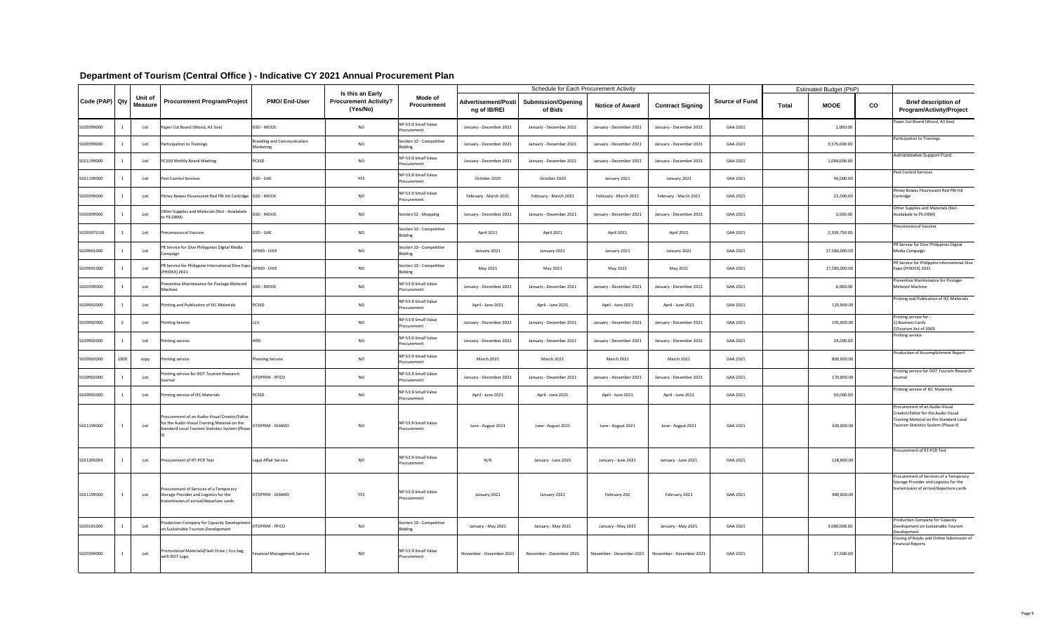# Department of Tourism (Central Office ) - Indicative CY 2021 Annual Procurement Plan

| Code (PAP) | Qty | Unit of Measure | Procurement Program/Project | PMO/ End-User | Is this an Early Procurement Activity? (Yes/No) | Mode of Procurement | Schedule for Each Procurement Activity | | | | Source of Fund | Estimated Budget (PhP) | | | Brief description of Program/Activity/Project |
|---|---|---|---|---|---|---|---|---|---|---|---|---|---|---|---|
| | | | | | | | Advertisement/Posting of IB/REI | Submission/Opening of Bids | Notice of Award | Contract Signing | | Total | MOOE | CO | |
| 5020399000 | 1 | Lot | Paper Cut Board (Wood, A3 Size) | GSD - MOOE | NO | NP-53.9-Small Value Procurement | January - December 2021 | January - December 2021 | January - December 2021 | January - December 2021 | GAA 2021 | | 1,000.00 | | Paper Cut Board (Wood, A3 Size) |
| 5020399000 | 1 | Lot | Participation to Trainings | Branding and Communication Marketing | NO | Section 10 - Competitive Bidding | January - December 2021 | January - December 2021 | January - December 2021 | January - December 2021 | GAA 2021 | | 3,575,000.00 | | Participation to Trainings |
| 5021199000 | 1 | Lot | PCSSD Mothly Board Meeting | PCSSD | NO | NP-53.9-Small Value Procurement | January - December 2021 | January - December 2021 | January - December 2021 | January - December 2021 | GAA 2021 | | 1,004,000.00 | | Administrative Support Fund |
| 5021199000 | 1 | Lot | Pest Control Services | GSD - GAE | YES | NP-53.9-Small Value Procurement | October 2020 | October 2020 | January 2021 | January 2021 | GAA 2021 | | 96,000.00 | | Pest Control Services |
| 5020399000 | 1 | Lot | Pitney Bowes Flourescent Red PBI Ink Cartridge | GSD - MOOE | NO | NP-53.9-Small Value Procurement | February - March 2021 | February - March 2021 | February - March 2021 | February - March 2021 | GAA 2021 | | 22,500.00 | | Pitney Bowes Flourescent Red PBI Ink Cartridge |
| 5020399000 | 1 | Lot | Other Supplies and Materials (Not - Availabale to PS-DBM) | GSD - MOOE | NO | Section 52 - Shopping | January - December 2021 | January - December 2021 | January - December 2021 | January - December 2021 | GAA 2021 | | 3,500.00 | | Other Supplies and Materials (Not - Availabale to PS-DBM) |
| 50203070 00 | 1 | Lot | Pneumococcal Vaccine | GSD - GAE | NO | Section 10 - Competitive Bidding | April 2021 | April 2021 | April 2021 | April 2021 | GAA 2021 | | 2,339,750.00 | | Pneumococcal Vaccine |
| 5029901000 | 1 | Lot | PR Service for Dive Philippines Digital Media Campaign | OPMD - DIVE | NO | Section 10 - Competitive Bidding | January 2021 | January 2021 | January 2021 | January 2021 | GAA 2021 | | 17,580,000.00 | | PR Service for Dive Philippines Digital Media Campaign |
| 5029901000 | 1 | Lot | PR Service for Philippine International Dive Expo (PHIDEX) 2021 | OPMD - DIVE | NO | Section 10 - Competitive Bidding | May 2021 | May 2021 | May 2021 | May 2021 | GAA 2021 | | 17,580,000.00 | | PR Service for Philippine International Dive Expo (PHIDEX) 2021 |
| 5020399000 | 1 | Lot | Preventive Maintenance for Postage-Metered Machine | GSD - MOOE | NO | NP-53.9-Small Value Procurement | January - December 2021 | January - December 2021 | January - December 2021 | January - December 2021 | GAA 2021 | | 6,000.00 | | Preventive Maintenance for Postage-Metered Machine |
| 5029902000 | 1 | Lot | Printing and Publication of IEC Materials | PCSSD | NO | NP-53.9-Small Value Procurement | April - June 2021 | April - June 2021 | April - June 2021 | April - June 2021 | GAA 2021 | | 120,000.00 | | Printing and Publication of IEC Materials |
| 5029902000 | 2 | Lot | Printing Service | LLU | NO | NP-53.9-Small Value Procurement | January - December 2021 | January - December 2021 | January - December 2021 | January - December 2021 | GAA 2021 | | 195,000.00 | | Printing service for : 1) Business Cards 2)Tourism Act of 2009 |
| 5029902000 | 1 | Lot | Printing service | HRD | NO | NP-53.9-Small Value Procurement | January - December 2021 | January - December 2021 | January - December 2021 | January - December 2021 | GAA 2021 | | 24,000.00 | | Printing service |
| 5029902000 | 1000 | copy | Printing service | Planning Service | NO | NP-53.9-Small Value Procurement | March 2021 | March 2021 | March 2021 | March 2021 | GAA 2021 | | 800,000.00 | | Production of Accomplishment Report |
| 5029902000 | 1 | Lot | Printing service for DOT Tourism Research Journal | OTDPRIM - PFICD | NO | NP-53.9-Small Value Procurement | January - December 2021 | January - December 2021 | January - December 2021 | January - December 2021 | GAA 2021 | | 170,000.00 | | Printing service for DOT Tourism Research Journal |
| 5029902000 | 1 | Lot | Printing service of IEC Materials | PCSSD | NO | NP-53.9-Small Value Procurement | April - June 2021 | April - June 2021 | April - June 2021 | April - June 2021 | GAA 2021 | | 50,000.00 | | Printing service of IEC Materials |
| 5021199000 | 1 | Lot | Procurement of an Audio-Visual Creator/Editor for the Audio-Visual Training Material on the Standard Local Tourism Statistics System (Phase II) | OTDPRIM - SEAIMD | NO | NP-53.9-Small Value Procurement | June - August 2021 | June - August 2021 | June - August 2021 | June - August 2021 | GAA 2021 | | 500,000.00 | | Procurement of an Audio-Visual Creator/Editor for the Audio-Visual Training Material on the Standard Local Tourism Statistics System (Phase II) |
| 5021305003 | 1 | Lot | Procurement of RT-PCR Test | Legal Affair Service | NO | NP-53.9-Small Value Procurement | N/A | January - June 2021 | January - June 2021 | January - June 2021 | GAA 2021 | | 128,000.00 | | Procurement of RT-PCR Test |
| 5021199000 | 1 | Lot | Procurement of Services of a Temporary Storage Provider and Logistics for the transmission of arrival/departure cards | OTDPRIM - SEAIMD | YES | NP-53.9-Small Value Procurement | January 2021 | January 2021 | February 202 | February 2021 | GAA 2021 | | 400,000.00 | | Procurement of Services of a Temporary Storage Provider and Logistics for the transmission of arrival/departure cards |
| 5020101000 | 1 | Lot | Production Company for Capacity Development on Sustainable Tourism Development | OTDPRIM - PFICD | NO | Section 10 - Competitive Bidding | January - May 2021 | January - May 2021 | January - May 2021 | January - May 2021 | GAA 2021 | | 3,000,000.00 | | Production Company for Capacity Development on Sustainable Tourism Development |
| 5020399000 | 1 | Lot | Promotional Materials(Flash Drive \| Eco bag with DOT Logo | Financial Management Service | NO | NP-53.9-Small Value Procurement | November - December 2021 | November - December 2021 | November - December 2021 | November - December 2021 | GAA 2021 | | 27,500.00 | | Closing of Books and Online Submission of Financial Reports |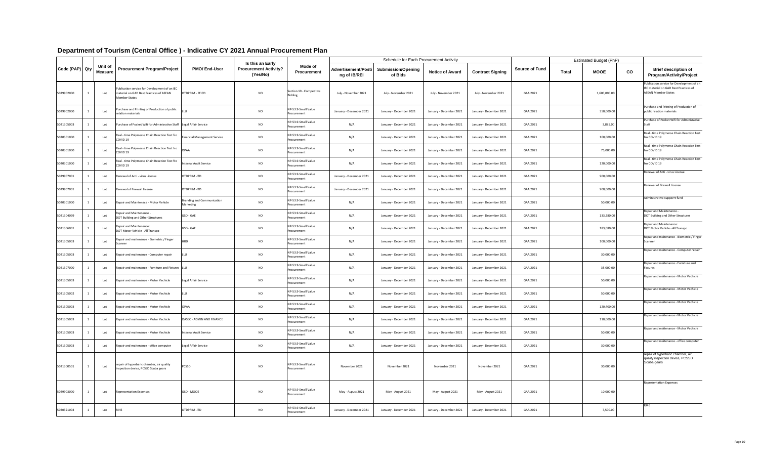# Department of Tourism (Central Office ) - Indicative CY 2021 Annual Procurement Plan

| Code (PAP) | Qty | Unit of Measure | Procurement Program/Project | PMO/ End-User | Is this an Early Procurement Activity? (Yes/No) | Mode of Procurement | Schedule for Each Procurement Activity | | | | Source of Fund | Estimated Budget (PhP) | | | Brief description of Program/Activity/Project |
|---|---|---|---|---|---|---|---|---|---|---|---|---|---|---|---|
| | | | | | | | Advertisement/Posting of IB/REI | Submission/Opening of Bids | Notice of Award | Contract Signing | | Total | MOOE | CO | |
| 5029902000 | 1 | Lot | Publication service for Development of an IEC material on GAD Best Practices of ASEAN Member States | OTDPRIM - PFICO | NO | Section 10 - Competitive Bidding | July - November 2021 | July - November 2021 | July - November 2021 | July - November 2021 | GAA 2021 | | 1,600,000.00 | | Publication service for Development of an IEC material on GAD Best Practices of ASEAN Member States |
| 5029902000 | 1 | Lot | Purchase and Printing of Production of public relation materials | LLU | NO | NP-53.9-Small Value Procurement | January - December 2021 | January - December 2021 | January - December 2021 | January - December 2021 | GAA 2021 | | 350,000.00 | | Purchase and Printing of Production of public relation materials |
| 5021305003 | 1 | Lot | Purchase of Pocket Wifi for Adminisrative Staff | Legal Affair Service | NO | NP-53.9-Small Value Procurement | N/A | January - December 2021 | January - December 2021 | January - December 2021 | GAA 2021 | | 3,885.00 | | Purchase of Pocket Wifi for Administrative Staff |
| 5020301000 | 1 | Lot | Real - time Polymerse Chain Reaction Test fro COVID 19 | Financial Management Service | NO | NP-53.9-Small Value Procurement | N/A | January - December 2021 | January - December 2021 | January - December 2021 | GAA 2021 | | 160,000.00 | | Real - time Polymerse Chain Reaction Test fro COVID 19 |
| 5020301000 | 1 | Lot | Real - time Polymerse Chain Reaction Test fro COVID 19 | OPAA | NO | NP-53.9-Small Value Procurement | N/A | January - December 2021 | January - December 2021 | January - December 2021 | GAA 2021 | | 75,000.00 | | Real - time Polymerse Chain Reaction Test fro COVID 19 |
| 5020301000 | 1 | Lot | Real - time Polymerse Chain Reaction Test fro COVID 19 | Internal Audit Service | NO | NP-53.9-Small Value Procurement | N/A | January - December 2021 | January - December 2021 | January - December 2021 | GAA 2021 | | 120,000.00 | | Real - time Polymerse Chain Reaction Test fro COVID 19 |
| 5029907001 | 1 | Lot | Renewal of Anti - virus License | OTDPRIM -ITD | NO | NP-53.9-Small Value Procurement | January - December 2021 | January - December 2021 | January - December 2021 | January - December 2021 | GAA 2021 | | 900,000.00 | | Renewal of Anti - virus License |
| 5029907001 | 1 | Lot | Renewal of Firewall License | OTDPRIM -ITD | NO | NP-53.9-Small Value Procurement | January - December 2021 | January - December 2021 | January - December 2021 | January - December 2021 | GAA 2021 | | 900,000.00 | | Renewal of Firewall License |
| 5020301000 | 1 | Lot | Repair and Maintenace - Motor Vehicle | Branding and Communication Marketing | NO | NP-53.9-Small Value Procurement | N/A | January - December 2021 | January - December 2021 | January - December 2021 | GAA 2021 | | 50,000.00 | | Administrative supporrt fund |
| 5021304099 | 1 | Lot | Repair and Maintenance - DOT Building and Other Structures | GSD - GAE | NO | NP-53.9-Small Value Procurement | N/A | January - December 2021 | January - December 2021 | January - December 2021 | GAA 2021 | | 133,280.00 | | Repair and Maintenance - DOT Building and Other Structures |
| 5021306001 | 1 | Lot | Repair and Maintenance: DOT Motor Vehicle - All Transpo | GSD - GAE | NO | NP-53.9-Small Value Procurement | N/A | January - December 2021 | January - December 2021 | January - December 2021 | GAA 2021 | | 183,680.00 | | Repair and Maintenance: DOT Motor Vehicle - All Transpo |
| 5021305003 | 1 | Lot | Repair and maitenance - Biometric / Finger Scanner | HRD | NO | NP-53.9-Small Value Procurement | N/A | January - December 2021 | January - December 2021 | January - December 2021 | GAA 2021 | | 100,000.00 | | Repair and maitenance - Biometric / Finger Scanner |
| 5021305003 | 1 | Lot | Repair and maitenance - Computer repair | LLU | NO | NP-53.9-Small Value Procurement | N/A | January - December 2021 | January - December 2021 | January - December 2021 | GAA 2021 | | 30,000.00 | | Repair and maitenance - Computer repair |
| 5021307000 | 1 | Lot | Repair and maitenance - Furniture and Fixtures | LLU | NO | NP-53.9-Small Value Procurement | N/A | January - December 2021 | January - December 2021 | January - December 2021 | GAA 2021 | | 35,000.00 | | Repair and maitenance - Furniture and Fixtures |
| 5021305003 | 1 | Lot | Repair and maitenance - Motor Vechicle | Legal Affair Service | NO | NP-53.9-Small Value Procurement | N/A | January - December 2021 | January - December 2021 | January - December 2021 | GAA 2021 | | 50,000.00 | | Repair and maitenance - Motor Vechicle |
| 5021305002 | 1 | Lot | Repair and maitenance - Motor Vechicle | LLU | NO | NP-53.9-Small Value Procurement | N/A | January - December 2021 | January - December 2021 | January - December 2021 | GAA 2021 | | 50,000.00 | | Repair and maitenance - Motor Vechicle |
| 5021305003 | 1 | Lot | Repair and maitenance - Motor Vechicle | OPAA | NO | NP-53.9-Small Value Procurement | N/A | January - December 2021 | January - December 2021 | January - December 2021 | GAA 2021 | | 120,400.00 | | Repair and maitenance - Motor Vechicle |
| 5021305003 | 1 | Lot | Repair and maitenance - Motor Vechicle | OASEC - ADMIN AND FINANCE | NO | NP-53.9-Small Value Procurement | N/A | January - December 2021 | January - December 2021 | January - December 2021 | GAA 2021 | | 110,000.00 | | Repair and maitenance - Motor Vechicle |
| 5021305003 | 1 | Lot | Repair and maitenance - Motor Vechicle | Internal Audit Service | NO | NP-53.9-Small Value Procurement | N/A | January - December 2021 | January - December 2021 | January - December 2021 | GAA 2021 | | 50,000.00 | | Repair and maitenance - Motor Vechicle |
| 5021305003 | 1 | Lot | Repair and maitenance - office computer | Legal Affair Service | NO | NP-53.9-Small Value Procurement | N/A | January - December 2021 | January - December 2021 | January - December 2021 | GAA 2021 | | 30,000.00 | | Repair and maitenance - office computer |
| 5021300501 | 1 | Lot | repair of hyperbaric chamber, air quality inspection device, PCSSD Scuba gears | PCSSD | NO | NP-53.9-Small Value Procurement | November 2021 | November 2021 | November 2021 | November 2021 | GAA 2021 | | 30,000.00 | | repair of hyperbaric chamber, air quality inspection device, PCSSD Scuba gears |
| 5029903000 | 1 | Lot | Representation Expenses | GSD - MOOE | NO | NP-53.9-Small Value Procurement | May - August 2021 | May - August 2021 | May - August 2021 | May - August 2021 | GAA 2021 | | 10,000.00 | | Representation Expenses |
| 5020321003 | 1 | Lot | RJ45 | OTDPRIM -ITD | NO | NP-53.9-Small Value Procurement | January - December 2021 | January - December 2021 | January - December 2021 | January - December 2021 | GAA 2021 | | 7,500.00 | | RJ45 |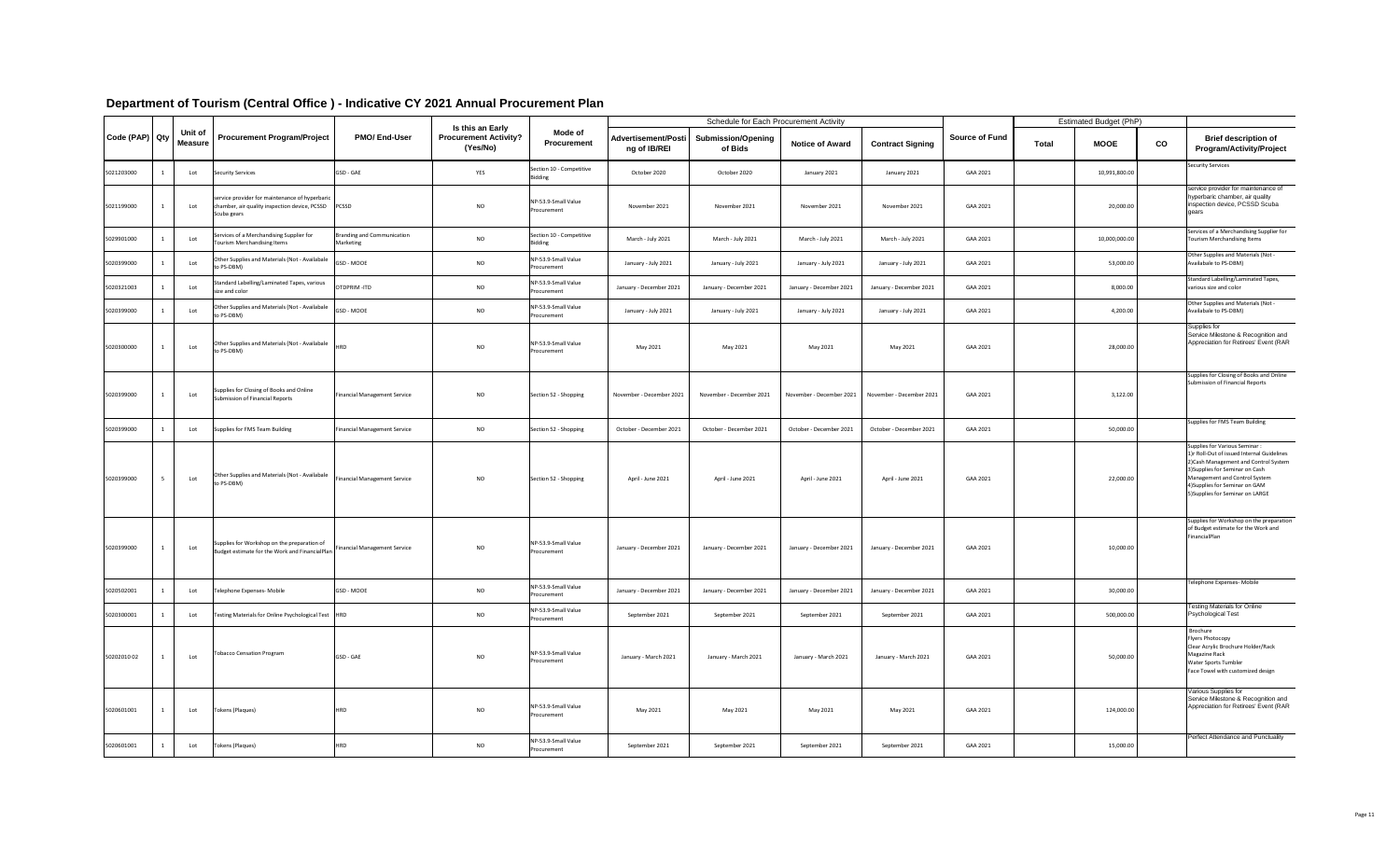# Department of Tourism (Central Office ) - Indicative CY 2021 Annual Procurement Plan

| Code (PAP) | Qty | Unit of Measure | Procurement Program/Project | PMO/ End-User | Is this an Early Procurement Activity? (Yes/No) | Mode of Procurement | Schedule for Each Procurement Activity | | | | Source of Fund | Estimated Budget (PhP) | | | Brief description of Program/Activity/Project |
|---|---|---|---|---|---|---|---|---|---|---|---|---|---|---|---|
| | | | | | | | Advertisement/Posting of IB/REI | Submission/Opening of Bids | Notice of Award | Contract Signing | | Total | MOOE | CO | |
| 5021203000 | 1 | Lot | Security Services | GSD - GAE | YES | Section 10 - Competitive Bidding | October 2020 | October 2020 | January 2021 | January 2021 | GAA 2021 | | 10,991,800.00 | | Security Services |
| 5021199000 | 1 | Lot | service provider for maintenance of hyperbaric chamber, air quality inspection device, PCSSD Scuba gears | PCSSD | NO | NP-53.9-Small Value Procurement | November 2021 | November 2021 | November 2021 | November 2021 | GAA 2021 | | 20,000.00 | | service provider for maintenance of hyperbaric chamber, air quality inspection device, PCSSD Scuba gears |
| 5029901000 | 1 | Lot | Services of a Merchandising Supplier for Tourism Merchandising Items | Branding and Communication Marketing | NO | Section 10 - Competitive Bidding | March - July 2021 | March - July 2021 | March - July 2021 | March - July 2021 | GAA 2021 | | 10,000,000.00 | | Services of a Merchandising Supplier for Tourism Merchandising Items |
| 5020399000 | 1 | Lot | Other Supplies and Materials (Not - Availabale to PS-DBM) | GSD - MOOE | NO | NP-53.9-Small Value Procurement | January - July 2021 | January - July 2021 | January - July 2021 | January - July 2021 | GAA 2021 | | 53,000.00 | | Other Supplies and Materials (Not - Availabale to PS-DBM) |
| 5020321003 | 1 | Lot | Standard Labelling/Laminated Tapes, various size and color | OTDPRIM -ITD | NO | NP-53.9-Small Value Procurement | January - December 2021 | January - December 2021 | January - December 2021 | January - December 2021 | GAA 2021 | | 8,000.00 | | Standard Labelling/Laminated Tapes, various size and color |
| 5020399000 | 1 | Lot | Other Supplies and Materials (Not - Availabale to PS-DBM) | GSD - MOOE | NO | NP-53.9-Small Value Procurement | January - July 2021 | January - July 2021 | January - July 2021 | January - July 2021 | GAA 2021 | | 4,200.00 | | Other Supplies and Materials (Not - Availabale to PS-DBM) |
| 5020300000 | 1 | Lot | Other Supplies and Materials (Not - Availabale to PS-DBM) | HRD | NO | NP-53.9-Small Value Procurement | May 2021 | May 2021 | May 2021 | May 2021 | GAA 2021 | | 28,000.00 | | Supplies for Service Milestone & Recognition and Appreciation for Retirees' Event (RAR |
| 5020399000 | 1 | Lot | Supplies for Closing of Books and Online Submission of Financial Reports | Financial Management Service | NO | Section 52 - Shopping | November - December 2021 | November - December 2021 | November - December 2021 | November - December 2021 | GAA 2021 | | 3,122.00 | | Supplies for Closing of Books and Online Submission of Financial Reports |
| 5020399000 | 1 | Lot | Supplies for FMS Team Building | Financial Management Service | NO | Section 52 - Shopping | October - December 2021 | October - December 2021 | October - December 2021 | October - December 2021 | GAA 2021 | | 50,000.00 | | Supplies for FMS Team Building |
| 5020399000 | 5 | Lot | Other Supplies and Materials (Not - Availabale to PS-DBM) | Financial Management Service | NO | Section 52 - Shopping | April - June 2021 | April - June 2021 | April - June 2021 | April - June 2021 | GAA 2021 | | 22,000.00 | | Supplies for Various Seminar : 1)r Roll-Out of issued Internal Guidelines 2)Cash Management and Control System 3)Supplies for Seminar on Cash Management and Control System 4)Supplies for Seminar on GAM 5)Supplies for Seminar on LARGE |
| 5020399000 | 1 | Lot | Supplies for Workshop on the preparation of Budget estimate for the Work and FinancialPlan | Financial Management Service | NO | NP-53.9-Small Value Procurement | January - December 2021 | January - December 2021 | January - December 2021 | January - December 2021 | GAA 2021 | | 10,000.00 | | Supplies for Workshop on the preparation of Budget estimate for the Work and FinancialPlan |
| 5020502001 | 1 | Lot | Telephone Expenses- Mobile | GSD - MOOE | NO | NP-53.9-Small Value Procurement | January - December 2021 | January - December 2021 | January - December 2021 | January - December 2021 | GAA 2021 | | 30,000.00 | | Telephone Expenses- Mobile |
| 5020300001 | 1 | Lot | Testing Materials for Online Psychological Test | HRD | NO | NP-53.9-Small Value Procurement | September 2021 | September 2021 | September 2021 | September 2021 | GAA 2021 | | 500,000.00 | | Testing Materials for Online Psychological Test |
| 50202010 02 | 1 | Lot | Tobacco Censation Program | GSD - GAE | NO | NP-53.9-Small Value Procurement | January - March 2021 | January - March 2021 | January - March 2021 | January - March 2021 | GAA 2021 | | 50,000.00 | | Brochure Flyers Photocopy Clear Acrylic Brochure Holder/Rack Magazine Rack Water Sports Tumbler Face Towel with customized design |
| 5020601001 | 1 | Lot | Tokens (Plaques) | HRD | NO | NP-53.9-Small Value Procurement | May 2021 | May 2021 | May 2021 | May 2021 | GAA 2021 | | 124,000.00 | | Various Supplies for Service Milestone & Recognition and Appreciation for Retirees' Event (RAR |
| 5020601001 | 1 | Lot | Tokens (Plaques) | HRD | NO | NP-53.9-Small Value Procurement | September 2021 | September 2021 | September 2021 | September 2021 | GAA 2021 | | 15,000.00 | | Perfect Attendance and Punctuality |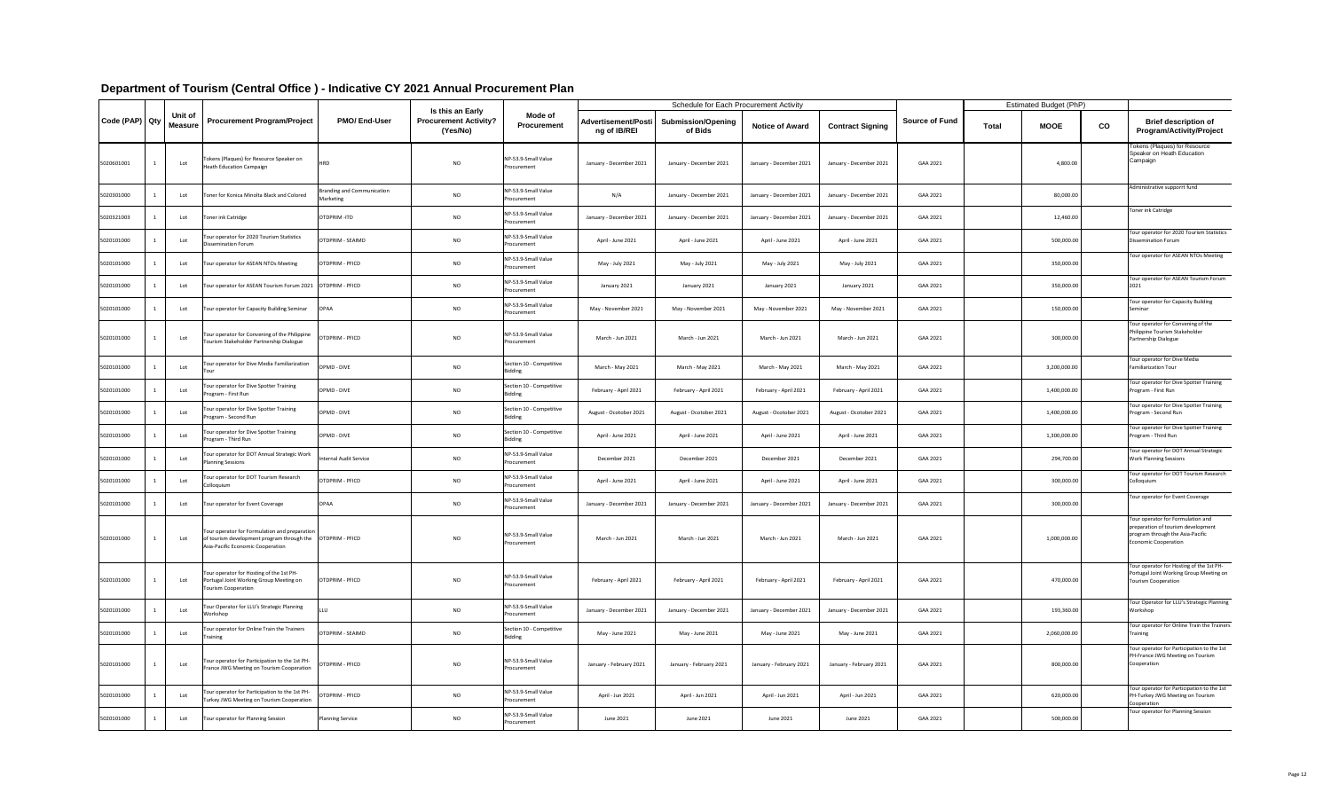# Department of Tourism (Central Office ) - Indicative CY 2021 Annual Procurement Plan

| Code (PAP) | Qty | Unit of Measure | Procurement Program/Project | PMO/ End-User | Is this an Early Procurement Activity? (Yes/No) | Mode of Procurement | Schedule for Each Procurement Activity | | | | Source of Fund | Estimated Budget (PhP) | | | Brief description of Program/Activity/Project |
|---|---|---|---|---|---|---|---|---|---|---|---|---|---|---|---|
| | | | | | | | Advertisement/Posting of IB/REI | Submission/Opening of Bids | Notice of Award | Contract Signing | | Total | MOOE | CO | |
| 5020601001 | 1 | Lot | Tokens (Plaques) for Resource Speaker on Heath Education Campaign | HRD | NO | NP-53.9-Small Value Procurement | January - December 2021 | January - December 2021 | January - December 2021 | January - December 2021 | GAA 2021 | | 4,800.00 | | Tokens (Plaques) for Resource Speaker on Heath Education Campaign |
| 5020301000 | 1 | Lot | Toner for Konica Minolta Black and Colored | Branding and Communication Marketing | NO | NP-53.9-Small Value Procurement | N/A | January - December 2021 | January - December 2021 | January - December 2021 | GAA 2021 | | 80,000.00 | | Administrative supporrt fund |
| 5020321003 | 1 | Lot | Toner ink Catridge | OTDPRIM -ITD | NO | NP-53.9-Small Value Procurement | January - December 2021 | January - December 2021 | January - December 2021 | January - December 2021 | GAA 2021 | | 12,460.00 | | Toner ink Catridge |
| 5020101000 | 1 | Lot | Tour operator for 2020 Tourism Statistics Dissemination Forum | OTDPRIM - SEAIMD | NO | NP-53.9-Small Value Procurement | April - June 2021 | April - June 2021 | April - June 2021 | April - June 2021 | GAA 2021 | | 500,000.00 | | Tour operator for 2020 Tourism Statistics Dissemination Forum |
| 5020101000 | 1 | Lot | Tour operator for ASEAN NTOs Meeting | OTDPRIM - PFICO | NO | NP-53.9-Small Value Procurement | May - July 2021 | May - July 2021 | May - July 2021 | May - July 2021 | GAA 2021 | | 350,000.00 | | Tour operator for ASEAN NTOs Meeting |
| 5020101000 | 1 | Lot | Tour operator for ASEAN Tourism Forum 2021 | OTDPRIM - PFICO | NO | NP-53.9-Small Value Procurement | January 2021 | January 2021 | January 2021 | January 2021 | GAA 2021 | | 350,000.00 | | Tour operator for ASEAN Tourism Forum 2021 |
| 5020101000 | 1 | Lot | Tour operator for Capacity Building Seminar | OPAA | NO | NP-53.9-Small Value Procurement | May - November 2021 | May - November 2021 | May - November 2021 | May - November 2021 | GAA 2021 | | 150,000.00 | | Tour operator for Capacity Building Seminar |
| 5020101000 | 1 | Lot | Tour operator for Convening of the Philippine Tourism Stakeholder Partnership Dialogue | OTDPRIM - PFICO | NO | NP-53.9-Small Value Procurement | March - Jun 2021 | March - Jun 2021 | March - Jun 2021 | March - Jun 2021 | GAA 2021 | | 300,000.00 | | Tour operator for Convening of the Philippine Tourism Stakeholder Partnership Dialogue |
| 5020101000 | 1 | Lot | Tour operator for Dive Media Familiarization Tour | OPMD - DIVE | NO | Section 10 - Competitive Bidding | March - May 2021 | March - May 2021 | March - May 2021 | March - May 2021 | GAA 2021 | | 3,200,000.00 | | Tour operator for Dive Media Familiarization Tour |
| 5020101000 | 1 | Lot | Tour operator for Dive Spotter Training Program - First Run | OPMD - DIVE | NO | Section 10 - Competitive Bidding | February - April 2021 | February - April 2021 | February - April 2021 | February - April 2021 | GAA 2021 | | 1,400,000.00 | | Tour operator for Dive Spotter Training Program - First Run |
| 5020101000 | 1 | Lot | Tour operator for Dive Spotter Training Program - Second Run | OPMD - DIVE | NO | Section 10 - Competitive Bidding | August - Ocotober 2021 | August - Ocotober 2021 | August - Ocotober 2021 | August - Ocotober 2021 | GAA 2021 | | 1,400,000.00 | | Tour operator for Dive Spotter Training Program - Second Run |
| 5020101000 | 1 | Lot | Tour operator for Dive Spotter Training Program - Third Run | OPMD - DIVE | NO | Section 10 - Competitive Bidding | April - June 2021 | April - June 2021 | April - June 2021 | April - June 2021 | GAA 2021 | | 1,300,000.00 | | Tour operator for Dive Spotter Training Program - Third Run |
| 5020101000 | 1 | Lot | Tour operator for DOT Annual Strategic Work Planning Sessions | Internal Audit Service | NO | NP-53.9-Small Value Procurement | December 2021 | December 2021 | December 2021 | December 2021 | GAA 2021 | | 294,700.00 | | Tour operator for DOT Annual Strategic Work Planning Sessions |
| 5020101000 | 1 | Lot | Tour operator for DOT Tourism Research Colloquium | OTDPRIM - PFICO | NO | NP-53.9-Small Value Procurement | April - June 2021 | April - June 2021 | April - June 2021 | April - June 2021 | GAA 2021 | | 300,000.00 | | Tour operator for DOT Tourism Research Colloquium |
| 5020101000 | 1 | Lot | Tour operator for Event Coverage | OPAA | NO | NP-53.9-Small Value Procurement | January - December 2021 | January - December 2021 | January - December 2021 | January - December 2021 | GAA 2021 | | 300,000.00 | | Tour operator for Event Coverage |
| 5020101000 | 1 | Lot | Tour operator for Formulation and preparation of tourism development program through the Asia-Pacific Economic Cooperation | OTDPRIM - PFICO | NO | NP-53.9-Small Value Procurement | March - Jun 2021 | March - Jun 2021 | March - Jun 2021 | March - Jun 2021 | GAA 2021 | | 1,000,000.00 | | Tour operator for Formulation and preparation of tourism development program through the Asia-Pacific Economic Cooperation |
| 5020101000 | 1 | Lot | Tour operator for Hosting of the 1st PH-Portugal Joint Working Group Meeting on Tourism Cooperation | OTDPRIM - PFICO | NO | NP-53.9-Small Value Procurement | February - April 2021 | February - April 2021 | February - April 2021 | February - April 2021 | GAA 2021 | | 470,000.00 | | Tour operator for Hosting of the 1st PH-Portugal Joint Working Group Meeting on Tourism Cooperation |
| 5020101000 | 1 | Lot | Tour Operator for LLU's Strategic Planning Workshop | LLU | NO | NP-53.9-Small Value Procurement | January - December 2021 | January - December 2021 | January - December 2021 | January - December 2021 | GAA 2021 | | 193,360.00 | | Tour Operator for LLU's Strategic Planning Workshop |
| 5020101000 | 1 | Lot | Tour operator for Online Train the Trainers Training | OTDPRIM - SEAIMD | NO | Section 10 - Competitive Bidding | May - June 2021 | May - June 2021 | May - June 2021 | May - June 2021 | GAA 2021 | | 2,060,000.00 | | Tour operator for Online Train the Trainers Training |
| 5020101000 | 1 | Lot | Tour operator for Participation to the 1st PH-France JWG Meeting on Tourism Cooperation | OTDPRIM - PFICO | NO | NP-53.9-Small Value Procurement | January - February 2021 | January - February 2021 | January - February 2021 | January - February 2021 | GAA 2021 | | 800,000.00 | | Tour operator for Participation to the 1st PH-France JWG Meeting on Tourism Cooperation |
| 5020101000 | 1 | Lot | Tour operator for Participation to the 1st PH-Turkey JWG Meeting on Tourism Cooperation | OTDPRIM - PFICO | NO | NP-53.9-Small Value Procurement | April - Jun 2021 | April - Jun 2021 | April - Jun 2021 | April - Jun 2021 | GAA 2021 | | 620,000.00 | | Tour operator for Participation to the 1st PH-Turkey JWG Meeting on Tourism Cooperation |
| 5020101000 | 1 | Lot | Tour operator for Planning Session | Planning Service | NO | NP-53.9-Small Value Procurement | June 2021 | June 2021 | June 2021 | June 2021 | GAA 2021 | | 500,000.00 | | Tour operator for Planning Session |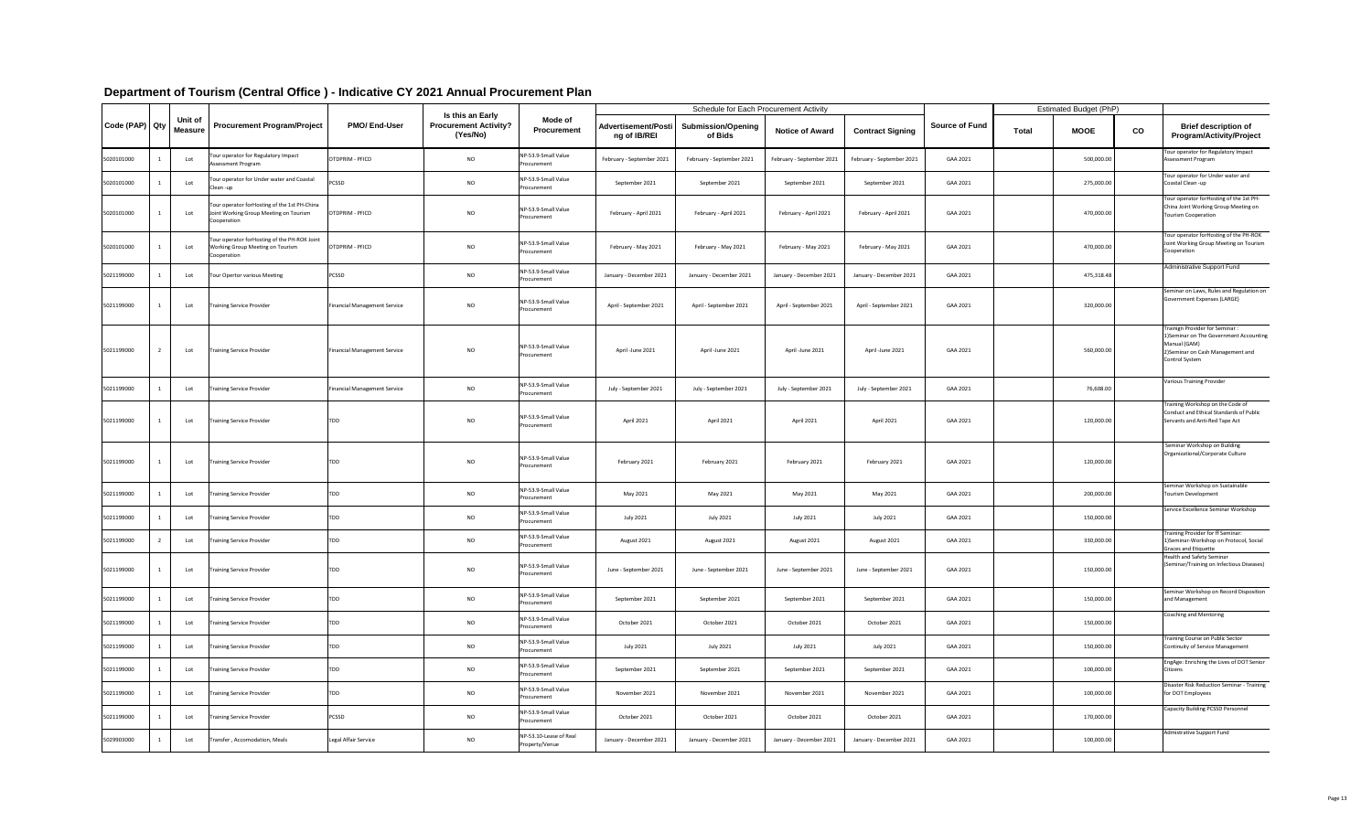# Department of Tourism (Central Office ) - Indicative CY 2021 Annual Procurement Plan

| Code (PAP) | Qty | Unit of Measure | Procurement Program/Project | PMO/ End-User | Is this an Early Procurement Activity? (Yes/No) | Mode of Procurement | Schedule for Each Procurement Activity | | | | Source of Fund | Estimated Budget (PhP) | | | Brief description of Program/Activity/Project |
|---|---|---|---|---|---|---|---|---|---|---|---|---|---|---|---|
| | | | | | | | Advertisement/Posting of IB/REI | Submission/Opening of Bids | Notice of Award | Contract Signing | | Total | MOOE | CO | |
| 5020101000 | 1 | Lot | Tour operator for Regulatory Impact Assessment Program | OTDPRIM - PFICD | NO | NP-53.9-Small Value Procurement | February - September 2021 | February - September 2021 | February - September 2021 | February - September 2021 | GAA 2021 | | 500,000.00 | | Tour operator for Regulatory Impact Assessment Program |
| 5020101000 | 1 | Lot | Tour operator for Under water and Coastal Clean -up | PCSSD | NO | NP-53.9-Small Value Procurement | September 2021 | September 2021 | September 2021 | September 2021 | GAA 2021 | | 275,000.00 | | Tour operator for Under water and Coastal Clean -up |
| 5020101000 | 1 | Lot | Tour operator forHosting of the 1st PH-China Joint Working Group Meeting on Tourism Cooperation | OTDPRIM - PFICD | NO | NP-53.9-Small Value Procurement | February - April 2021 | February - April 2021 | February - April 2021 | February - April 2021 | GAA 2021 | | 470,000.00 | | Tour operator forHosting of the 1st PH-China Joint Working Group Meeting on Tourism Cooperation |
| 5020101000 | 1 | Lot | Tour operator forHosting of the PH-ROK Joint Working Group Meeting on Tourism Cooperation | OTDPRIM - PFICD | NO | NP-53.9-Small Value Procurement | February - May 2021 | February - May 2021 | February - May 2021 | February - May 2021 | GAA 2021 | | 470,000.00 | | Tour operator forHosting of the PH-ROK Joint Working Group Meeting on Tourism Cooperation |
| 5021199000 | 1 | Lot | Tour Opertor various Meeting | PCSSD | NO | NP-53.9-Small Value Procurement | January - December 2021 | January - December 2021 | January - December 2021 | January - December 2021 | GAA 2021 | | 475,318.48 | | Administrative Support Fund |
| 5021199000 | 1 | Lot | Training Service Provider | Financial Management Service | NO | NP-53.9-Small Value Procurement | April - September 2021 | April - September 2021 | April - September 2021 | April - September 2021 | GAA 2021 | | 320,000.00 | | Seminar on Laws, Rules and Regulation on Government Expenses (LARGE) |
| 5021199000 | 2 | Lot | Training Service Provider | Financial Management Service | NO | NP-53.9-Small Value Procurement | April -June 2021 | April -June 2021 | April -June 2021 | April -June 2021 | GAA 2021 | | 560,000.00 | | Trainign Provider for Seminar : 1)Seminar on The Government Accounting Manual (GAM) 2)Seminar on Cash Management and Control System |
| 5021199000 | 1 | Lot | Training Service Provider | Financial Management Service | NO | NP-53.9-Small Value Procurement | July - September 2021 | July - September 2021 | July - September 2021 | July - September 2021 | GAA 2021 | | 76,608.00 | | Various Training Provider |
| 5021199000 | 1 | Lot | Training Service Provider | TDD | NO | NP-53.9-Small Value Procurement | April 2021 | April 2021 | April 2021 | April 2021 | GAA 2021 | | 120,000.00 | | Training Workshop on the Code of Conduct and Ethical Standards of Public Servants and Anti-Red Tape Act |
| 5021199000 | 1 | Lot | Training Service Provider | TDD | NO | NP-53.9-Small Value Procurement | February 2021 | February 2021 | February 2021 | February 2021 | GAA 2021 | | 120,000.00 | | Seminar Workshop on Building Organizational/Corporate Culture |
| 5021199000 | 1 | Lot | Training Service Provider | TDD | NO | NP-53.9-Small Value Procurement | May 2021 | May 2021 | May 2021 | May 2021 | GAA 2021 | | 200,000.00 | | Seminar Workshop on Sustainable Tourism Development |
| 5021199000 | 1 | Lot | Training Service Provider | TDD | NO | NP-53.9-Small Value Procurement | July 2021 | July 2021 | July 2021 | July 2021 | GAA 2021 | | 150,000.00 | | Service Excellence Seminar Workshop |
| 5021199000 | 2 | Lot | Training Service Provider | TDD | NO | NP-53.9-Small Value Procurement | August 2021 | August 2021 | August 2021 | August 2021 | GAA 2021 | | 330,000.00 | | Training Provider for ff Seminar: 1)Seminar-Workshop on Protocol, Social Graces and Etiquette Health and Safety Seminar |
| 5021199000 | 1 | Lot | Training Service Provider | TDD | NO | NP-53.9-Small Value Procurement | June - September 2021 | June - September 2021 | June - September 2021 | June - September 2021 | GAA 2021 | | 150,000.00 | | (Seminar/Training on Infectious Diseases) |
| 5021199000 | 1 | Lot | Training Service Provider | TDD | NO | NP-53.9-Small Value Procurement | September 2021 | September 2021 | September 2021 | September 2021 | GAA 2021 | | 150,000.00 | | Seminar Workshop on Record Disposition and Management |
| 5021199000 | 1 | Lot | Training Service Provider | TDD | NO | NP-53.9-Small Value Procurement | October 2021 | October 2021 | October 2021 | October 2021 | GAA 2021 | | 150,000.00 | | Coaching and Mentoring |
| 5021199000 | 1 | Lot | Training Service Provider | TDD | NO | NP-53.9-Small Value Procurement | July 2021 | July 2021 | July 2021 | July 2021 | GAA 2021 | | 150,000.00 | | Training Course on Public Sector Continuity of Service Management |
| 5021199000 | 1 | Lot | Training Service Provider | TDD | NO | NP-53.9-Small Value Procurement | September 2021 | September 2021 | September 2021 | September 2021 | GAA 2021 | | 100,000.00 | | EngAge: Enriching the Lives of DOT Senior Citizens |
| 5021199000 | 1 | Lot | Training Service Provider | TDD | NO | NP-53.9-Small Value Procurement | November 2021 | November 2021 | November 2021 | November 2021 | GAA 2021 | | 100,000.00 | | Disaster Risk Reduction Seminar - Training for DOT Employees |
| 5021199000 | 1 | Lot | Training Service Provider | PCSSD | NO | NP-53.9-Small Value Procurement | October 2021 | October 2021 | October 2021 | October 2021 | GAA 2021 | | 170,000.00 | | Capacity Building PCSSD Personnel |
| 5029903000 | 1 | Lot | Transfer , Accomodation, Meals | Legal Affair Service | NO | NP-53.10-Lease of Real Property/Venue | January - December 2021 | January - December 2021 | January - December 2021 | January - December 2021 | GAA 2021 | | 100,000.00 | | Admistrative Support Fund |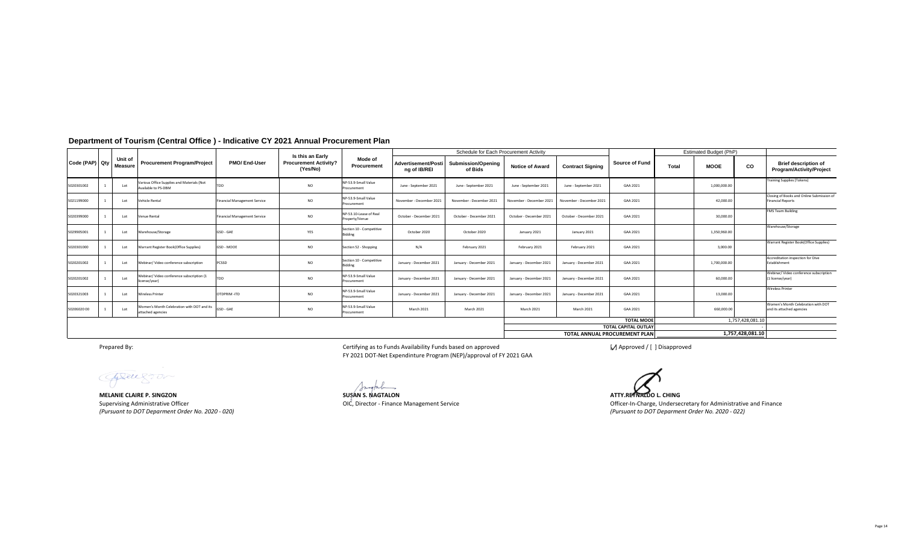## Department of Tourism (Central Office ) - Indicative CY 2021 Annual Procurement Plan

| Code (PAP) | Qty | Unit of Measure | Procurement Program/Project | PMO/ End-User | Is this an Early Procurement Activity? (Yes/No) | Mode of Procurement | Schedule for Each Procurement Activity | | | | Source of Fund | Estimated Budget (PhP) | | | Brief description of Program/Activity/Project |
|---|---|---|---|---|---|---|---|---|---|---|---|---|---|---|---|
| | | | | | | | Advertisement/Posting of IB/REI | Submission/Opening of Bids | Notice of Award | Contract Signing | | Total | MOOE | CO | |
| 5020301002 | 1 | Lot | Various Office Supplies and Materials (Not Available to PS-DBM | TDD | NO | NP-53.9-Small Value Procurement | June - September 2021 | June - September 2021 | June - September 2021 | June - September 2021 | GAA 2021 | | 1,000,000.00 | | Training Supplies (Tokens) |
| 5021199000 | 1 | Lot | Vehicle Rental | Financial Management Service | NO | NP-53.9-Small Value Procurement | November - December 2021 | November - December 2021 | November - December 2021 | November - December 2021 | GAA 2021 | | 42,000.00 | | Closing of Books and Online Submission of Financial Reports |
| 5020399000 | 1 | Lot | Venue Rental | Financial Management Service | NO | NP-53.10-Lease of Real Property/Venue | October - December 2021 | October - December 2021 | October - December 2021 | October - December 2021 | GAA 2021 | | 30,000.00 | | FMS Team Building |
| 5029905001 | 1 | Lot | Warehouse/Storage | GSD - GAE | YES | Section 10 - Competitive Bidding | October 2020 | October 2020 | January 2021 | January 2021 | GAA 2021 | | 1,350,960.00 | | Warehouse/Storage |
| 5020301000 | 1 | Lot | Warrant Register Book(Office Supplies) | GSD - MOOE | NO | Section 52 - Shopping | N/A | February 2021 | February 2021 | February 2021 | GAA 2021 | | 3,000.00 | | Warrant Register Book(Office Supplies) |
| 5020201002 | 1 | Lot | Webinar/ Video conference subscription | PCSSD | NO | Section 10 - Competitive Bidding | January - December 2021 | January - December 2021 | January - December 2021 | January - December 2021 | GAA 2021 | | 1,700,000.00 | | Accreditation inspection for Dive Establishment |
| 5020201002 | 1 | Lot | Webinar/ Video conference subscription (1 license/year) | TDD | NO | NP-53.9-Small Value Procurement | January - December 2021 | January - December 2021 | January - December 2021 | January - December 2021 | GAA 2021 | | 60,000.00 | | Webinar/ Video conference subscription (1 license/year) |
| 5020321003 | 1 | Lot | Wireless Printer | OTDPRIM -ITD | NO | NP-53.9-Small Value Procurement | January - December 2021 | January - December 2021 | January - December 2021 | January - December 2021 | GAA 2021 | | 13,000.00 | | Wireless Printer |
| 50206020 00 | 1 | Lot | Women's Month Celebration with DOT and its attached agencies | GSD - GAE | NO | NP-53.9-Small Value Procurement | March 2021 | March 2021 | March 2021 | March 2021 | GAA 2021 | | 660,000.00 | | Women's Month Celebration with DOT and its attached agencies |
| | | | | | | | | | | | TOTAL MOOE | 1,757,428,081.10 | | | |
| | | | | | | | | | | | TOTAL CAPITAL OUTLAY | - | | | |
| | | | | | | | | | | | TOTAL ANNUAL PROCUREMENT PLAN | 1,757,428,081.10 | | | |

Prepared By:

**MELANIE CLAIRE P. SINGZON**
Supervising Administrative Officer
*(Pursuant to DOT Deparment Order No. 2020 - 020)*

Certifying as to Funds Availability Funds based on approved FY 2021 DOT-Net Expendinture Program (NEP)/approval of FY 2021 GAA

**SUSAN S. NAGTALON**
OIC, Director - Finance Management Service

[/] Approved / [ ] Disapproved

**ATTY.REYNALDO L. CHING**
Officer-In-Charge, Undersecretary for Administrative and Finance
*(Pursuant to DOT Deparment Order No. 2020 - 022)*